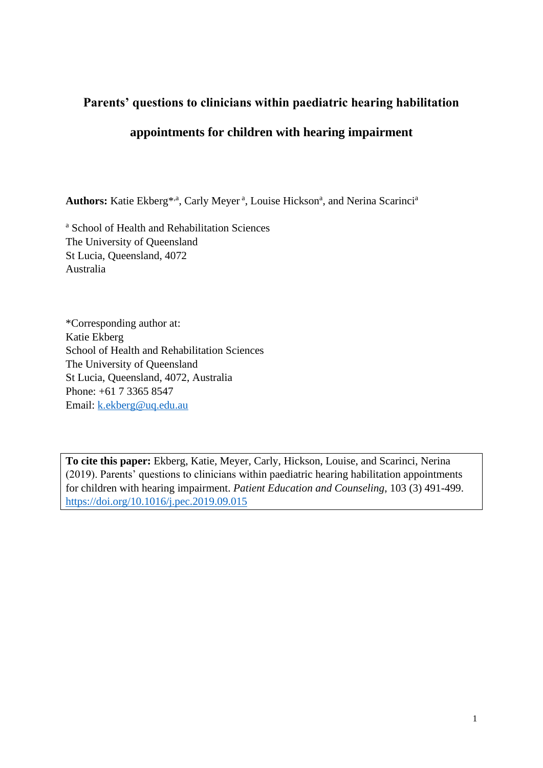# Parents' questions to clinicians within paediatric hearing habilitation appointments for children with hearing impairment

**Authors:** Katie Ekberg*[,a], Carly Meyer[a], Louise Hickson[a], and Nerina Scarinci[a]

[a] School of Health and Rehabilitation Sciences
The University of Queensland
St Lucia, Queensland, 4072
Australia

*Corresponding author at:
Katie Ekberg
School of Health and Rehabilitation Sciences
The University of Queensland
St Lucia, Queensland, 4072, Australia
Phone: +61 7 3365 8547
Email: k.ekberg@uq.edu.au

**To cite this paper:** Ekberg, Katie, Meyer, Carly, Hickson, Louise, and Scarinci, Nerina (2019). Parents' questions to clinicians within paediatric hearing habilitation appointments for children with hearing impairment. *Patient Education and Counseling*, 103 (3) 491-499. https://doi.org/10.1016/j.pec.2019.09.015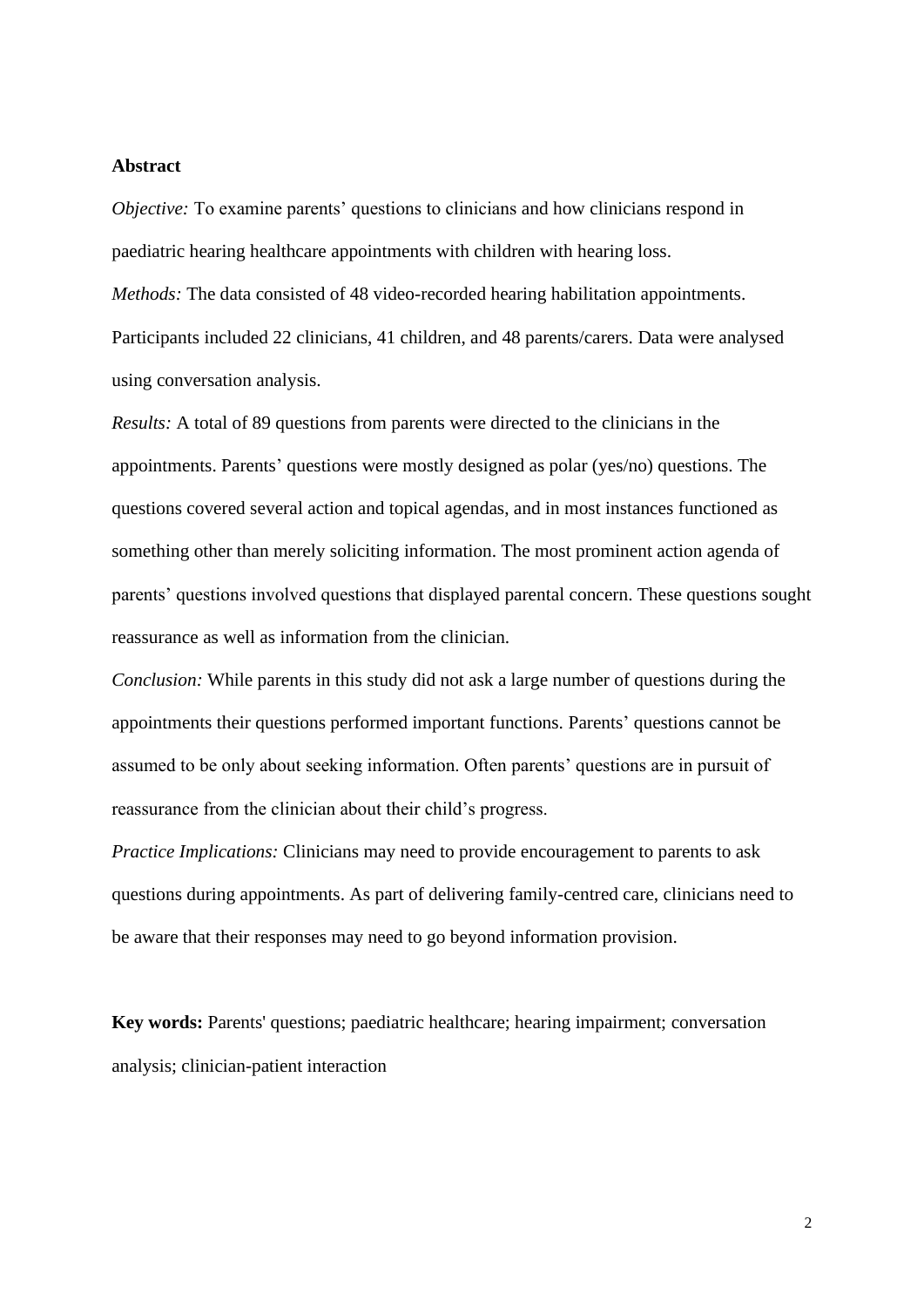**Abstract**

*Objective:* To examine parents' questions to clinicians and how clinicians respond in paediatric hearing healthcare appointments with children with hearing loss.

*Methods:* The data consisted of 48 video-recorded hearing habilitation appointments. Participants included 22 clinicians, 41 children, and 48 parents/carers. Data were analysed using conversation analysis.

*Results:* A total of 89 questions from parents were directed to the clinicians in the appointments. Parents' questions were mostly designed as polar (yes/no) questions. The questions covered several action and topical agendas, and in most instances functioned as something other than merely soliciting information. The most prominent action agenda of parents' questions involved questions that displayed parental concern. These questions sought reassurance as well as information from the clinician.

*Conclusion:* While parents in this study did not ask a large number of questions during the appointments their questions performed important functions. Parents' questions cannot be assumed to be only about seeking information. Often parents' questions are in pursuit of reassurance from the clinician about their child's progress.

*Practice Implications:* Clinicians may need to provide encouragement to parents to ask questions during appointments. As part of delivering family-centred care, clinicians need to be aware that their responses may need to go beyond information provision.

**Key words:** Parents' questions; paediatric healthcare; hearing impairment; conversation analysis; clinician-patient interaction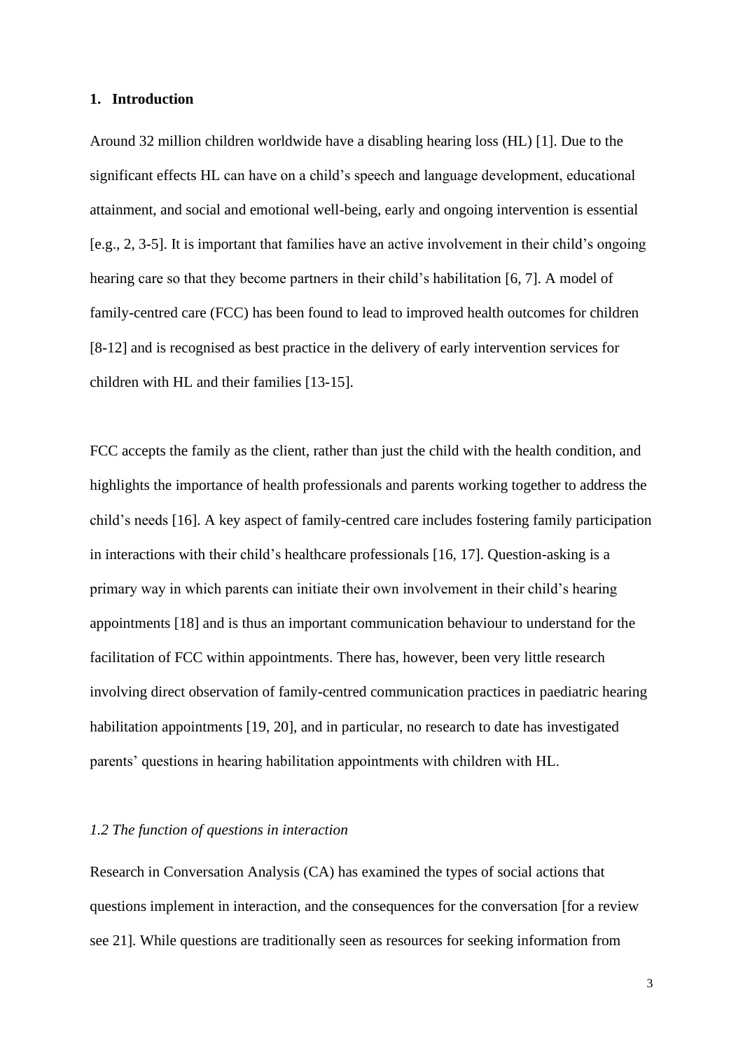## 1. Introduction

Around 32 million children worldwide have a disabling hearing loss (HL) [1]. Due to the significant effects HL can have on a child's speech and language development, educational attainment, and social and emotional well-being, early and ongoing intervention is essential [e.g., 2, 3-5]. It is important that families have an active involvement in their child's ongoing hearing care so that they become partners in their child's habilitation [6, 7]. A model of family-centred care (FCC) has been found to lead to improved health outcomes for children [8-12] and is recognised as best practice in the delivery of early intervention services for children with HL and their families [13-15].

FCC accepts the family as the client, rather than just the child with the health condition, and highlights the importance of health professionals and parents working together to address the child's needs [16]. A key aspect of family-centred care includes fostering family participation in interactions with their child's healthcare professionals [16, 17]. Question-asking is a primary way in which parents can initiate their own involvement in their child's hearing appointments [18] and is thus an important communication behaviour to understand for the facilitation of FCC within appointments. There has, however, been very little research involving direct observation of family-centred communication practices in paediatric hearing habilitation appointments [19, 20], and in particular, no research to date has investigated parents' questions in hearing habilitation appointments with children with HL.

### *1.2 The function of questions in interaction*

Research in Conversation Analysis (CA) has examined the types of social actions that questions implement in interaction, and the consequences for the conversation [for a review see 21]. While questions are traditionally seen as resources for seeking information from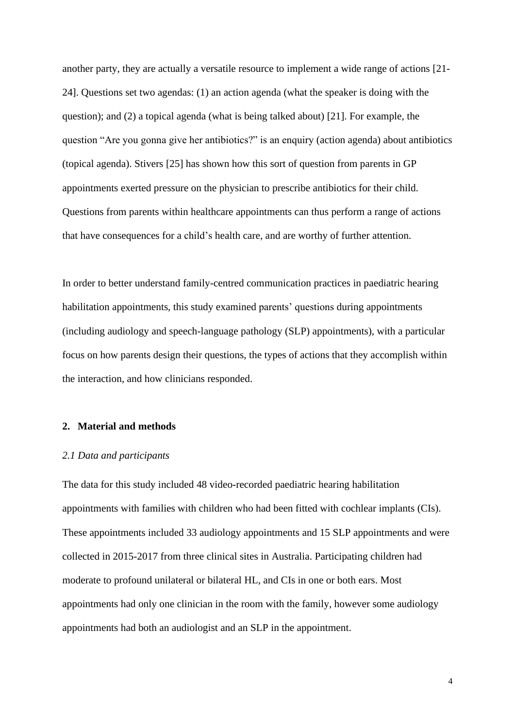another party, they are actually a versatile resource to implement a wide range of actions [21-24]. Questions set two agendas: (1) an action agenda (what the speaker is doing with the question); and (2) a topical agenda (what is being talked about) [21]. For example, the question "Are you gonna give her antibiotics?" is an enquiry (action agenda) about antibiotics (topical agenda). Stivers [25] has shown how this sort of question from parents in GP appointments exerted pressure on the physician to prescribe antibiotics for their child. Questions from parents within healthcare appointments can thus perform a range of actions that have consequences for a child's health care, and are worthy of further attention.

In order to better understand family-centred communication practices in paediatric hearing habilitation appointments, this study examined parents' questions during appointments (including audiology and speech-language pathology (SLP) appointments), with a particular focus on how parents design their questions, the types of actions that they accomplish within the interaction, and how clinicians responded.

## 2. Material and methods

### *2.1 Data and participants*

The data for this study included 48 video-recorded paediatric hearing habilitation appointments with families with children who had been fitted with cochlear implants (CIs). These appointments included 33 audiology appointments and 15 SLP appointments and were collected in 2015-2017 from three clinical sites in Australia. Participating children had moderate to profound unilateral or bilateral HL, and CIs in one or both ears. Most appointments had only one clinician in the room with the family, however some audiology appointments had both an audiologist and an SLP in the appointment.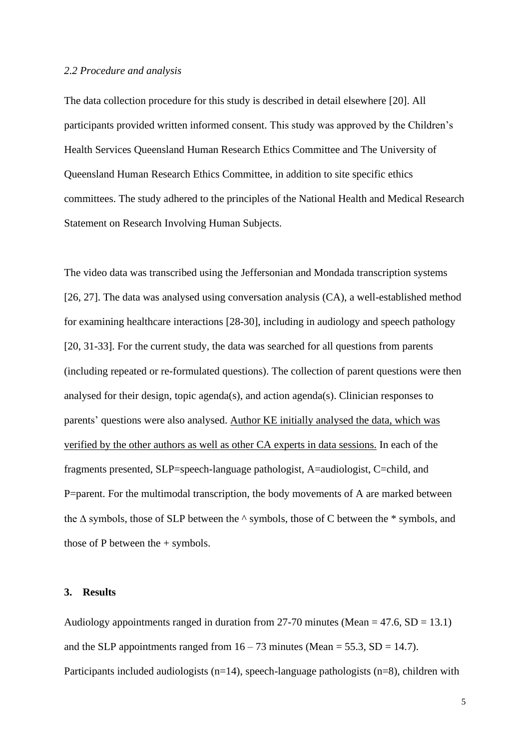### *2.2 Procedure and analysis*

The data collection procedure for this study is described in detail elsewhere [20]. All participants provided written informed consent. This study was approved by the Children's Health Services Queensland Human Research Ethics Committee and The University of Queensland Human Research Ethics Committee, in addition to site specific ethics committees. The study adhered to the principles of the National Health and Medical Research Statement on Research Involving Human Subjects.

The video data was transcribed using the Jeffersonian and Mondada transcription systems [26, 27]. The data was analysed using conversation analysis (CA), a well-established method for examining healthcare interactions [28-30], including in audiology and speech pathology [20, 31-33]. For the current study, the data was searched for all questions from parents (including repeated or re-formulated questions). The collection of parent questions were then analysed for their design, topic agenda(s), and action agenda(s). Clinician responses to parents' questions were also analysed. <u>Author KE initially analysed the data, which was verified by the other authors as well as other CA experts in data sessions.</u> In each of the fragments presented, SLP=speech-language pathologist, A=audiologist, C=child, and P=parent. For the multimodal transcription, the body movements of A are marked between the ∆ symbols, those of SLP between the ^ symbols, those of C between the * symbols, and those of P between the + symbols.

## 3. Results

Audiology appointments ranged in duration from 27-70 minutes (Mean = 47.6, SD = 13.1) and the SLP appointments ranged from 16 – 73 minutes (Mean = 55.3, SD = 14.7). Participants included audiologists (n=14), speech-language pathologists (n=8), children with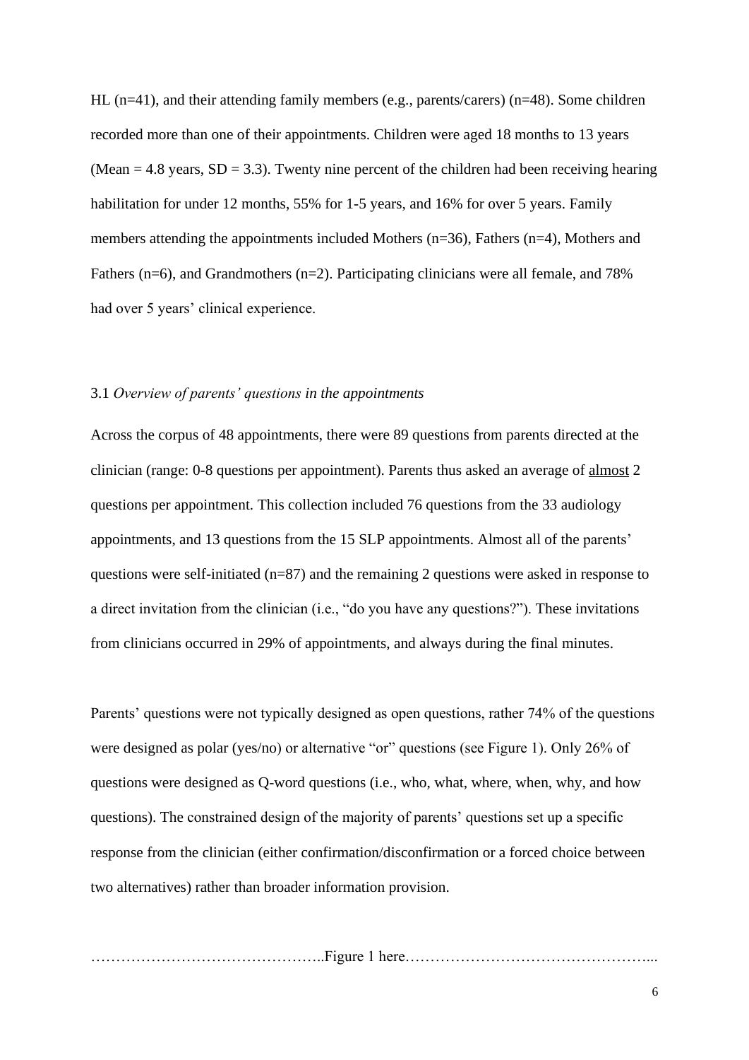HL (n=41), and their attending family members (e.g., parents/carers) (n=48). Some children recorded more than one of their appointments. Children were aged 18 months to 13 years (Mean = 4.8 years, SD = 3.3). Twenty nine percent of the children had been receiving hearing habilitation for under 12 months, 55% for 1-5 years, and 16% for over 5 years. Family members attending the appointments included Mothers (n=36), Fathers (n=4), Mothers and Fathers (n=6), and Grandmothers (n=2). Participating clinicians were all female, and 78% had over 5 years' clinical experience.

### 3.1 *Overview of parents' questions in the appointments*

Across the corpus of 48 appointments, there were 89 questions from parents directed at the clinician (range: 0-8 questions per appointment). Parents thus asked an average of <u>almost</u> 2 questions per appointment. This collection included 76 questions from the 33 audiology appointments, and 13 questions from the 15 SLP appointments. Almost all of the parents' questions were self-initiated (n=87) and the remaining 2 questions were asked in response to a direct invitation from the clinician (i.e., "do you have any questions?"). These invitations from clinicians occurred in 29% of appointments, and always during the final minutes.

Parents' questions were not typically designed as open questions, rather 74% of the questions were designed as polar (yes/no) or alternative "or" questions (see Figure 1). Only 26% of questions were designed as Q-word questions (i.e., who, what, where, when, why, and how questions). The constrained design of the majority of parents' questions set up a specific response from the clinician (either confirmation/disconfirmation or a forced choice between two alternatives) rather than broader information provision.

………………………………………..Figure 1 here…………………………………………...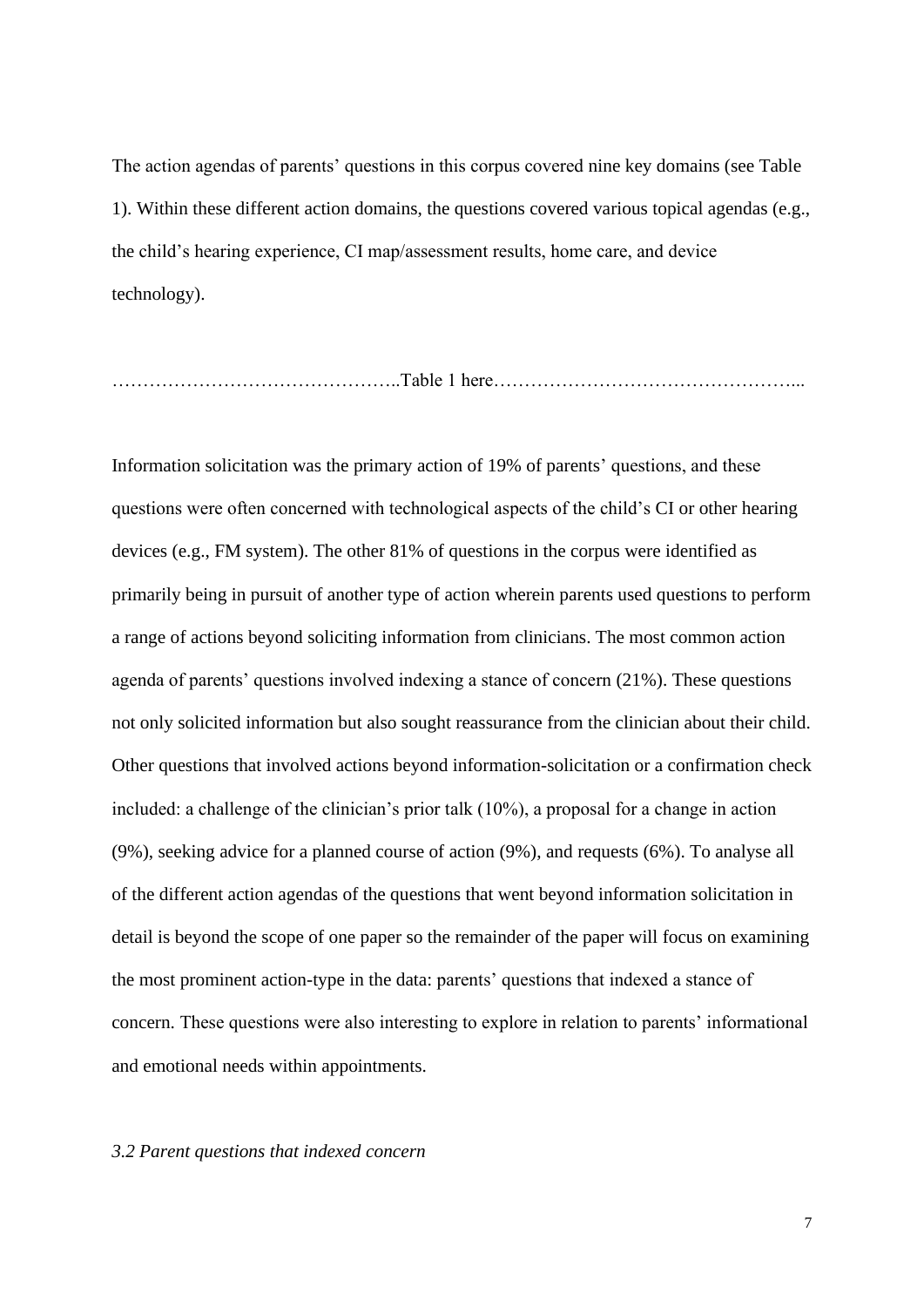The action agendas of parents' questions in this corpus covered nine key domains (see Table 1). Within these different action domains, the questions covered various topical agendas (e.g., the child's hearing experience, CI map/assessment results, home care, and device technology).

………………………………………..Table 1 here…………………………………………...

Information solicitation was the primary action of 19% of parents' questions, and these questions were often concerned with technological aspects of the child's CI or other hearing devices (e.g., FM system). The other 81% of questions in the corpus were identified as primarily being in pursuit of another type of action wherein parents used questions to perform a range of actions beyond soliciting information from clinicians. The most common action agenda of parents' questions involved indexing a stance of concern (21%). These questions not only solicited information but also sought reassurance from the clinician about their child. Other questions that involved actions beyond information-solicitation or a confirmation check included: a challenge of the clinician's prior talk (10%), a proposal for a change in action (9%), seeking advice for a planned course of action (9%), and requests (6%). To analyse all of the different action agendas of the questions that went beyond information solicitation in detail is beyond the scope of one paper so the remainder of the paper will focus on examining the most prominent action-type in the data: parents' questions that indexed a stance of concern. These questions were also interesting to explore in relation to parents' informational and emotional needs within appointments.

### *3.2 Parent questions that indexed concern*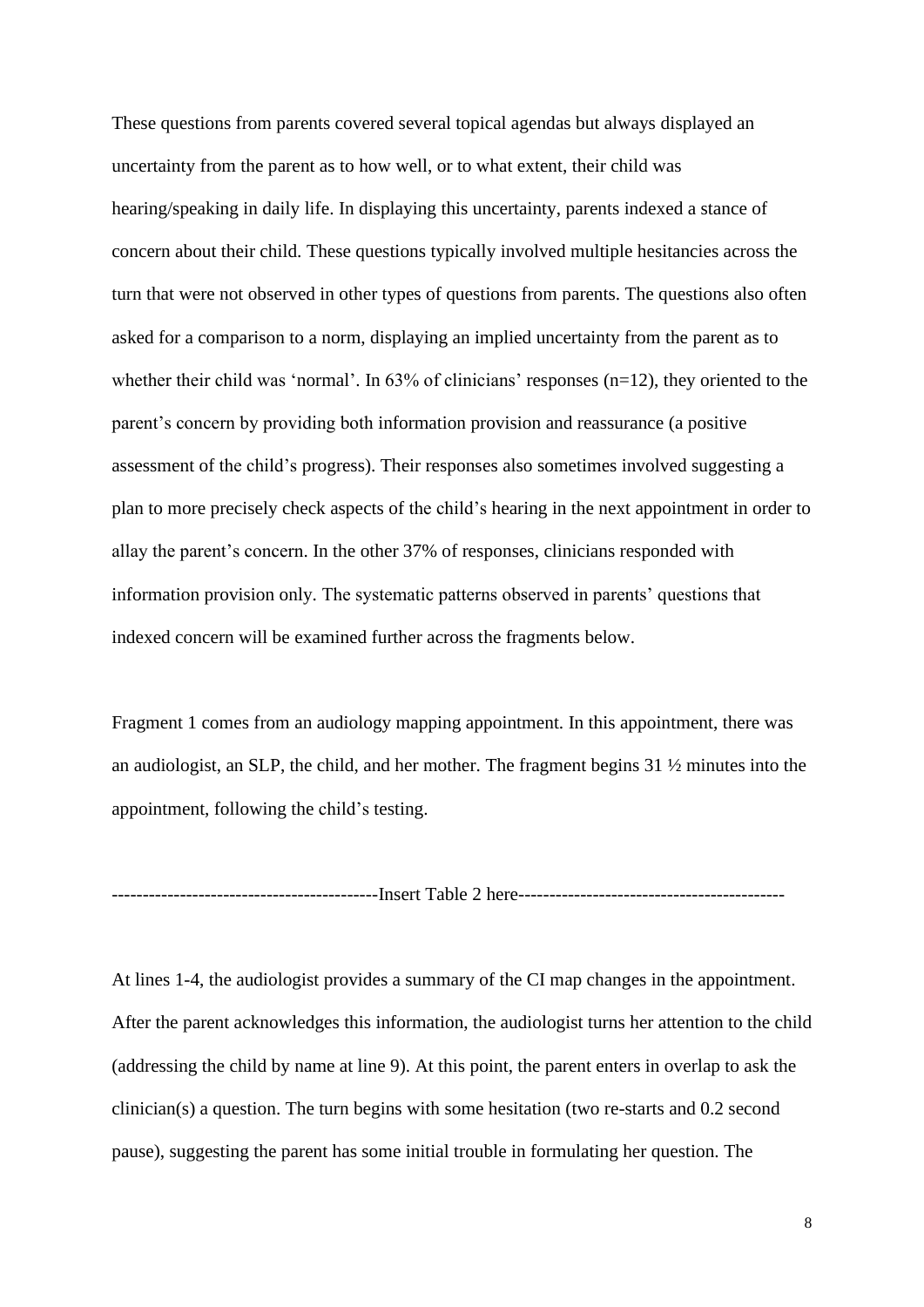These questions from parents covered several topical agendas but always displayed an uncertainty from the parent as to how well, or to what extent, their child was hearing/speaking in daily life. In displaying this uncertainty, parents indexed a stance of concern about their child. These questions typically involved multiple hesitancies across the turn that were not observed in other types of questions from parents. The questions also often asked for a comparison to a norm, displaying an implied uncertainty from the parent as to whether their child was 'normal'. In 63% of clinicians' responses (n=12), they oriented to the parent's concern by providing both information provision and reassurance (a positive assessment of the child's progress). Their responses also sometimes involved suggesting a plan to more precisely check aspects of the child's hearing in the next appointment in order to allay the parent's concern. In the other 37% of responses, clinicians responded with information provision only. The systematic patterns observed in parents' questions that indexed concern will be examined further across the fragments below.

Fragment 1 comes from an audiology mapping appointment. In this appointment, there was an audiologist, an SLP, the child, and her mother. The fragment begins 31 ½ minutes into the appointment, following the child's testing.

------------------------------------------Insert Table 2 here------------------------------------------

At lines 1-4, the audiologist provides a summary of the CI map changes in the appointment. After the parent acknowledges this information, the audiologist turns her attention to the child (addressing the child by name at line 9). At this point, the parent enters in overlap to ask the clinician(s) a question. The turn begins with some hesitation (two re-starts and 0.2 second pause), suggesting the parent has some initial trouble in formulating her question. The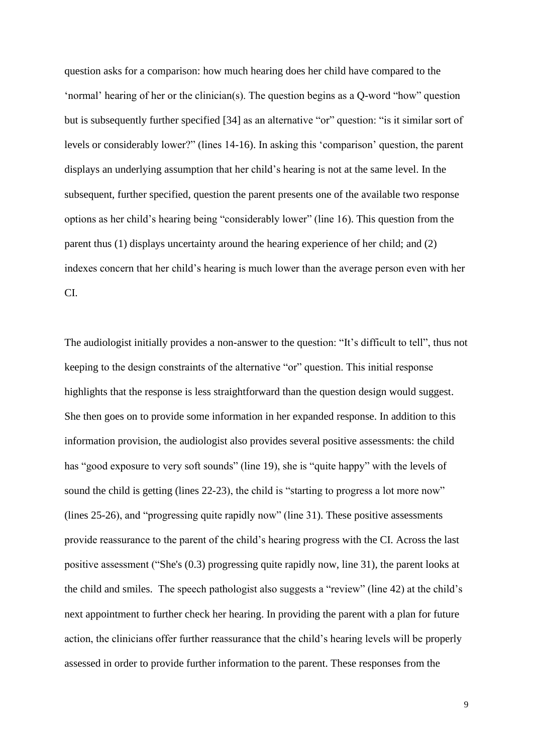question asks for a comparison: how much hearing does her child have compared to the 'normal' hearing of her or the clinician(s). The question begins as a Q-word "how" question but is subsequently further specified [34] as an alternative "or" question: "is it similar sort of levels or considerably lower?" (lines 14-16). In asking this 'comparison' question, the parent displays an underlying assumption that her child's hearing is not at the same level. In the subsequent, further specified, question the parent presents one of the available two response options as her child's hearing being "considerably lower" (line 16). This question from the parent thus (1) displays uncertainty around the hearing experience of her child; and (2) indexes concern that her child's hearing is much lower than the average person even with her CI.

The audiologist initially provides a non-answer to the question: "It's difficult to tell", thus not keeping to the design constraints of the alternative "or" question. This initial response highlights that the response is less straightforward than the question design would suggest. She then goes on to provide some information in her expanded response. In addition to this information provision, the audiologist also provides several positive assessments: the child has "good exposure to very soft sounds" (line 19), she is "quite happy" with the levels of sound the child is getting (lines 22-23), the child is "starting to progress a lot more now" (lines 25-26), and "progressing quite rapidly now" (line 31). These positive assessments provide reassurance to the parent of the child's hearing progress with the CI. Across the last positive assessment ("She's (0.3) progressing quite rapidly now, line 31), the parent looks at the child and smiles. The speech pathologist also suggests a "review" (line 42) at the child's next appointment to further check her hearing. In providing the parent with a plan for future action, the clinicians offer further reassurance that the child's hearing levels will be properly assessed in order to provide further information to the parent. These responses from the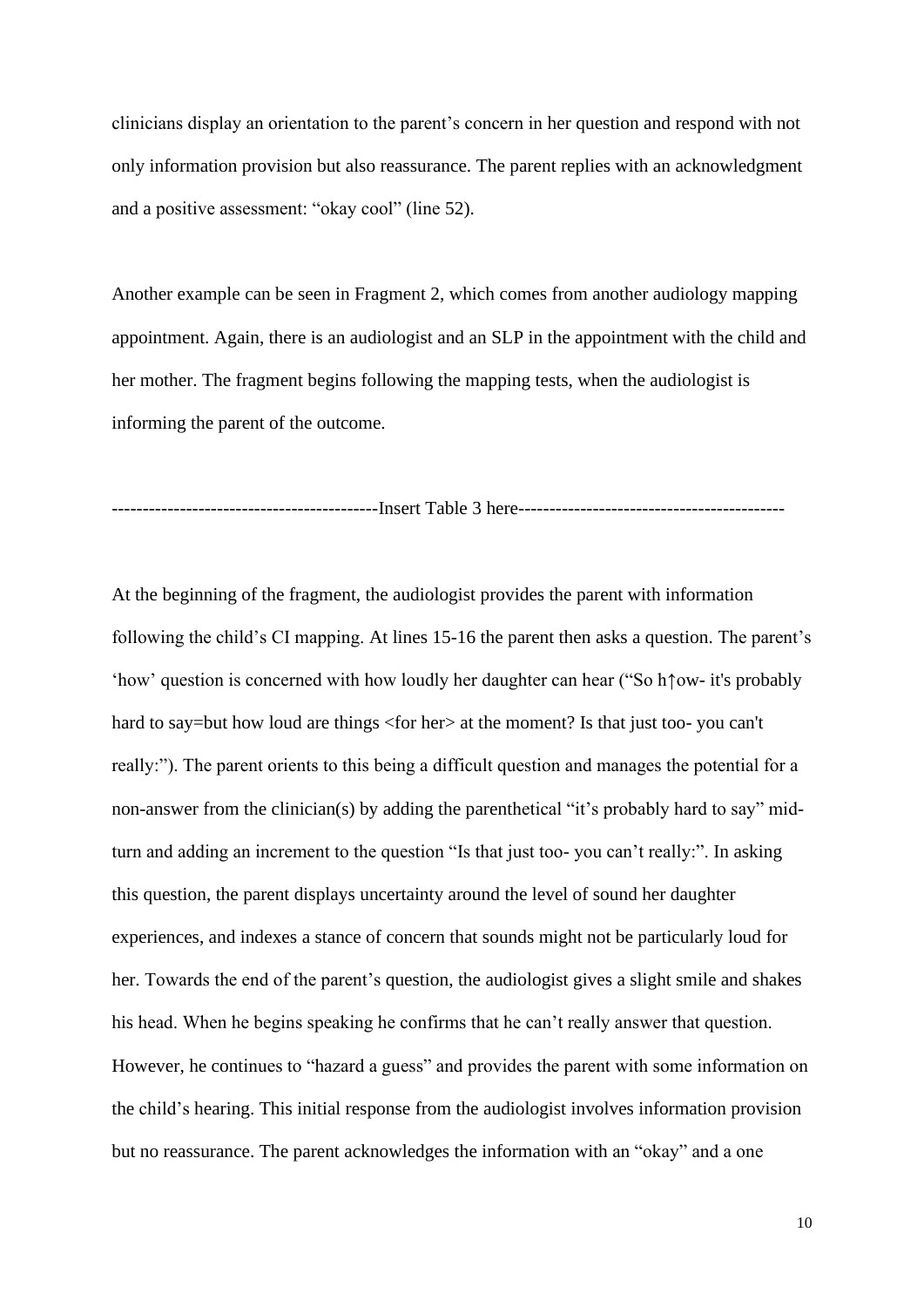clinicians display an orientation to the parent's concern in her question and respond with not only information provision but also reassurance. The parent replies with an acknowledgment and a positive assessment: "okay cool" (line 52).

Another example can be seen in Fragment 2, which comes from another audiology mapping appointment. Again, there is an audiologist and an SLP in the appointment with the child and her mother. The fragment begins following the mapping tests, when the audiologist is informing the parent of the outcome.

------------------------------------------Insert Table 3 here------------------------------------------

At the beginning of the fragment, the audiologist provides the parent with information following the child's CI mapping. At lines 15-16 the parent then asks a question. The parent's 'how' question is concerned with how loudly her daughter can hear ("So h↑ow- it's probably hard to say=but how loud are things <for her> at the moment? Is that just too- you can't really:"). The parent orients to this being a difficult question and manages the potential for a non-answer from the clinician(s) by adding the parenthetical "it's probably hard to say" mid-turn and adding an increment to the question "Is that just too- you can't really:". In asking this question, the parent displays uncertainty around the level of sound her daughter experiences, and indexes a stance of concern that sounds might not be particularly loud for her. Towards the end of the parent's question, the audiologist gives a slight smile and shakes his head. When he begins speaking he confirms that he can't really answer that question. However, he continues to "hazard a guess" and provides the parent with some information on the child's hearing. This initial response from the audiologist involves information provision but no reassurance. The parent acknowledges the information with an "okay" and a one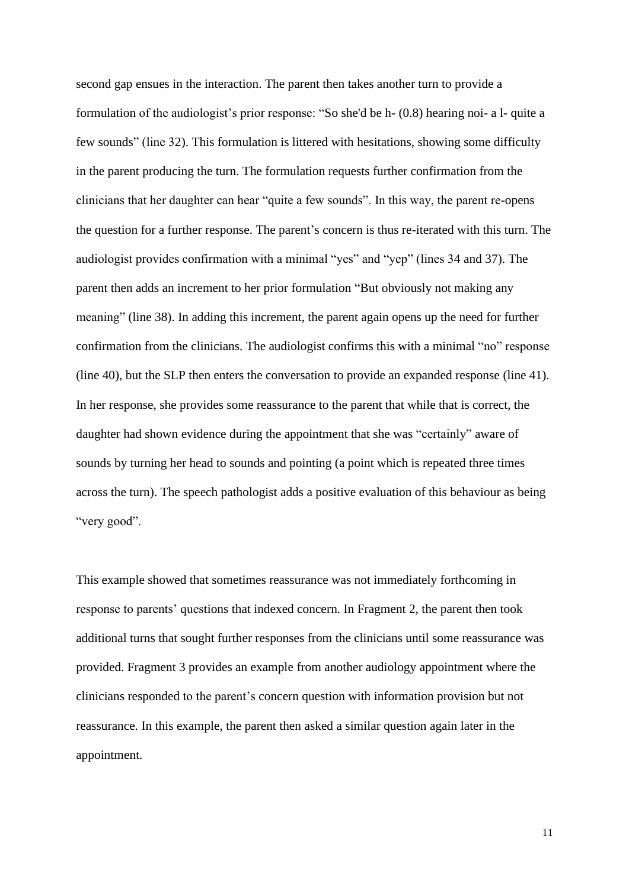second gap ensues in the interaction. The parent then takes another turn to provide a formulation of the audiologist's prior response: "So she'd be h- (0.8) hearing noi- a l- quite a few sounds" (line 32). This formulation is littered with hesitations, showing some difficulty in the parent producing the turn. The formulation requests further confirmation from the clinicians that her daughter can hear "quite a few sounds". In this way, the parent re-opens the question for a further response. The parent's concern is thus re-iterated with this turn. The audiologist provides confirmation with a minimal "yes" and "yep" (lines 34 and 37). The parent then adds an increment to her prior formulation "But obviously not making any meaning" (line 38). In adding this increment, the parent again opens up the need for further confirmation from the clinicians. The audiologist confirms this with a minimal "no" response (line 40), but the SLP then enters the conversation to provide an expanded response (line 41). In her response, she provides some reassurance to the parent that while that is correct, the daughter had shown evidence during the appointment that she was "certainly" aware of sounds by turning her head to sounds and pointing (a point which is repeated three times across the turn). The speech pathologist adds a positive evaluation of this behaviour as being "very good".

This example showed that sometimes reassurance was not immediately forthcoming in response to parents' questions that indexed concern. In Fragment 2, the parent then took additional turns that sought further responses from the clinicians until some reassurance was provided. Fragment 3 provides an example from another audiology appointment where the clinicians responded to the parent's concern question with information provision but not reassurance. In this example, the parent then asked a similar question again later in the appointment.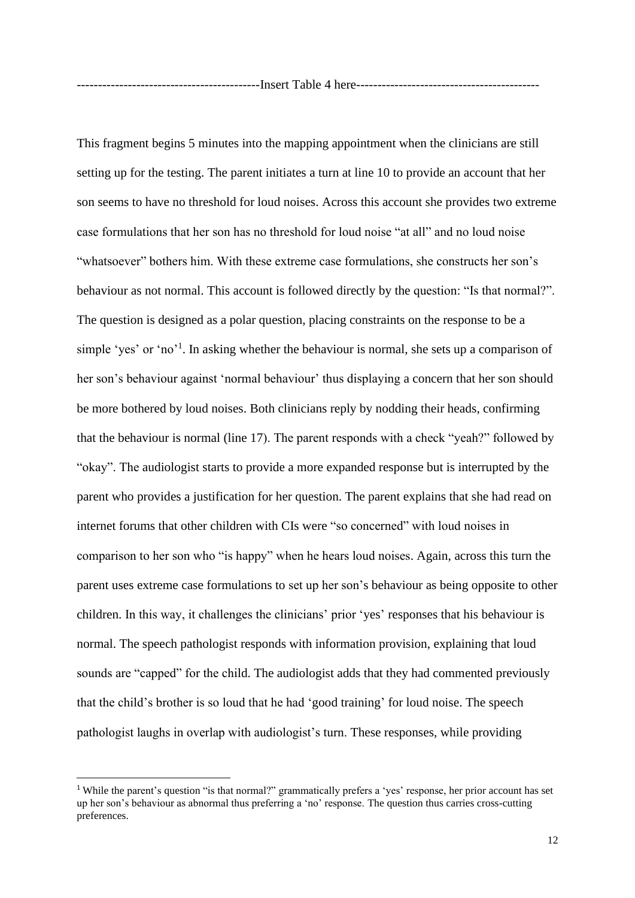------------------------------------------Insert Table 4 here------------------------------------------

This fragment begins 5 minutes into the mapping appointment when the clinicians are still setting up for the testing. The parent initiates a turn at line 10 to provide an account that her son seems to have no threshold for loud noises. Across this account she provides two extreme case formulations that her son has no threshold for loud noise "at all" and no loud noise "whatsoever" bothers him. With these extreme case formulations, she constructs her son's behaviour as not normal. This account is followed directly by the question: "Is that normal?". The question is designed as a polar question, placing constraints on the response to be a simple 'yes' or 'no'[1]. In asking whether the behaviour is normal, she sets up a comparison of her son's behaviour against 'normal behaviour' thus displaying a concern that her son should be more bothered by loud noises. Both clinicians reply by nodding their heads, confirming that the behaviour is normal (line 17). The parent responds with a check "yeah?" followed by "okay". The audiologist starts to provide a more expanded response but is interrupted by the parent who provides a justification for her question. The parent explains that she had read on internet forums that other children with CIs were "so concerned" with loud noises in comparison to her son who "is happy" when he hears loud noises. Again, across this turn the parent uses extreme case formulations to set up her son's behaviour as being opposite to other children. In this way, it challenges the clinicians' prior 'yes' responses that his behaviour is normal. The speech pathologist responds with information provision, explaining that loud sounds are "capped" for the child. The audiologist adds that they had commented previously that the child's brother is so loud that he had 'good training' for loud noise. The speech pathologist laughs in overlap with audiologist's turn. These responses, while providing

[1] While the parent's question "is that normal?" grammatically prefers a 'yes' response, her prior account has set up her son's behaviour as abnormal thus preferring a 'no' response. The question thus carries cross-cutting preferences.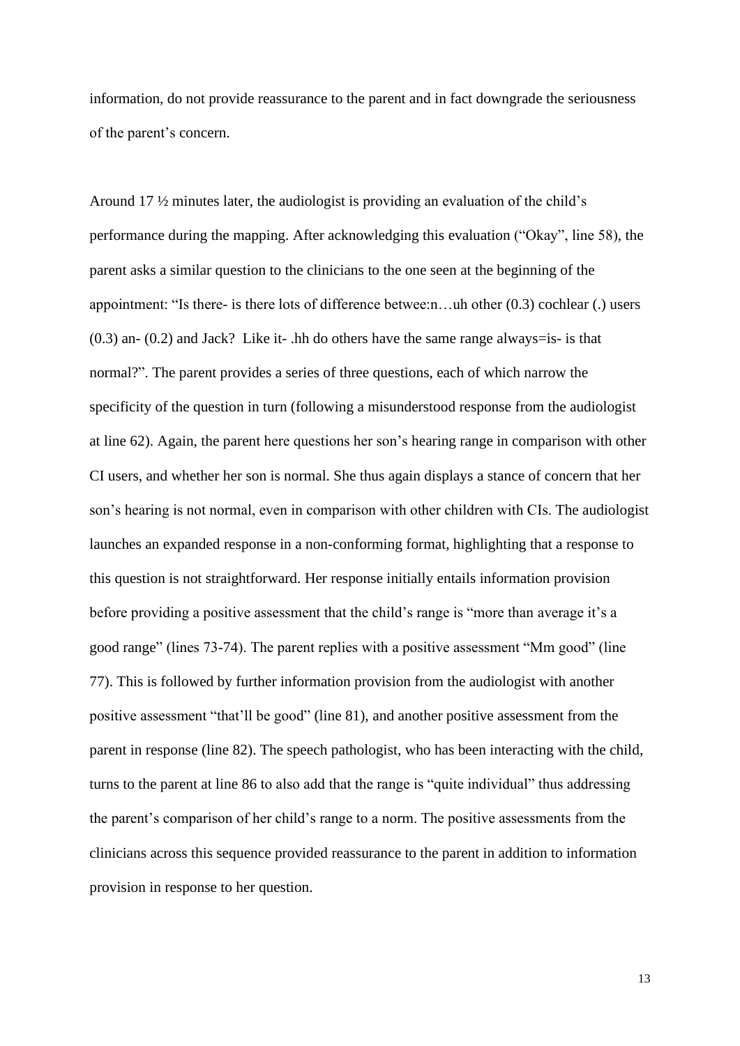information, do not provide reassurance to the parent and in fact downgrade the seriousness of the parent's concern.

Around 17 ½ minutes later, the audiologist is providing an evaluation of the child's performance during the mapping. After acknowledging this evaluation ("Okay", line 58), the parent asks a similar question to the clinicians to the one seen at the beginning of the appointment: "Is there- is there lots of difference betwee:n…uh other (0.3) cochlear (.) users (0.3) an- (0.2) and Jack? Like it- .hh do others have the same range always=is- is that normal?". The parent provides a series of three questions, each of which narrow the specificity of the question in turn (following a misunderstood response from the audiologist at line 62). Again, the parent here questions her son's hearing range in comparison with other CI users, and whether her son is normal. She thus again displays a stance of concern that her son's hearing is not normal, even in comparison with other children with CIs. The audiologist launches an expanded response in a non-conforming format, highlighting that a response to this question is not straightforward. Her response initially entails information provision before providing a positive assessment that the child's range is "more than average it's a good range" (lines 73-74). The parent replies with a positive assessment "Mm good" (line 77). This is followed by further information provision from the audiologist with another positive assessment "that'll be good" (line 81), and another positive assessment from the parent in response (line 82). The speech pathologist, who has been interacting with the child, turns to the parent at line 86 to also add that the range is "quite individual" thus addressing the parent's comparison of her child's range to a norm. The positive assessments from the clinicians across this sequence provided reassurance to the parent in addition to information provision in response to her question.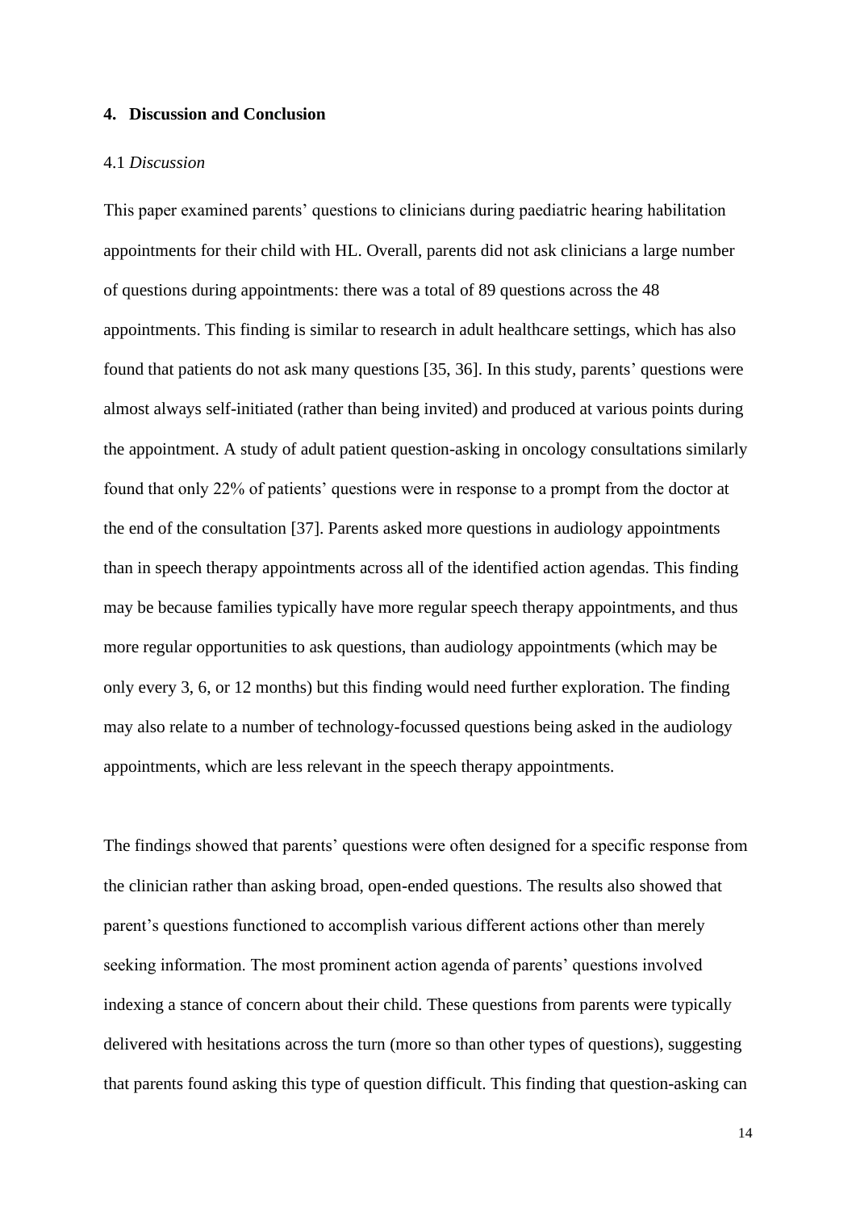## 4. Discussion and Conclusion

### 4.1 *Discussion*

This paper examined parents' questions to clinicians during paediatric hearing habilitation appointments for their child with HL. Overall, parents did not ask clinicians a large number of questions during appointments: there was a total of 89 questions across the 48 appointments. This finding is similar to research in adult healthcare settings, which has also found that patients do not ask many questions [35, 36]. In this study, parents' questions were almost always self-initiated (rather than being invited) and produced at various points during the appointment. A study of adult patient question-asking in oncology consultations similarly found that only 22% of patients' questions were in response to a prompt from the doctor at the end of the consultation [37]. Parents asked more questions in audiology appointments than in speech therapy appointments across all of the identified action agendas. This finding may be because families typically have more regular speech therapy appointments, and thus more regular opportunities to ask questions, than audiology appointments (which may be only every 3, 6, or 12 months) but this finding would need further exploration. The finding may also relate to a number of technology-focussed questions being asked in the audiology appointments, which are less relevant in the speech therapy appointments.

The findings showed that parents' questions were often designed for a specific response from the clinician rather than asking broad, open-ended questions. The results also showed that parent's questions functioned to accomplish various different actions other than merely seeking information. The most prominent action agenda of parents' questions involved indexing a stance of concern about their child. These questions from parents were typically delivered with hesitations across the turn (more so than other types of questions), suggesting that parents found asking this type of question difficult. This finding that question-asking can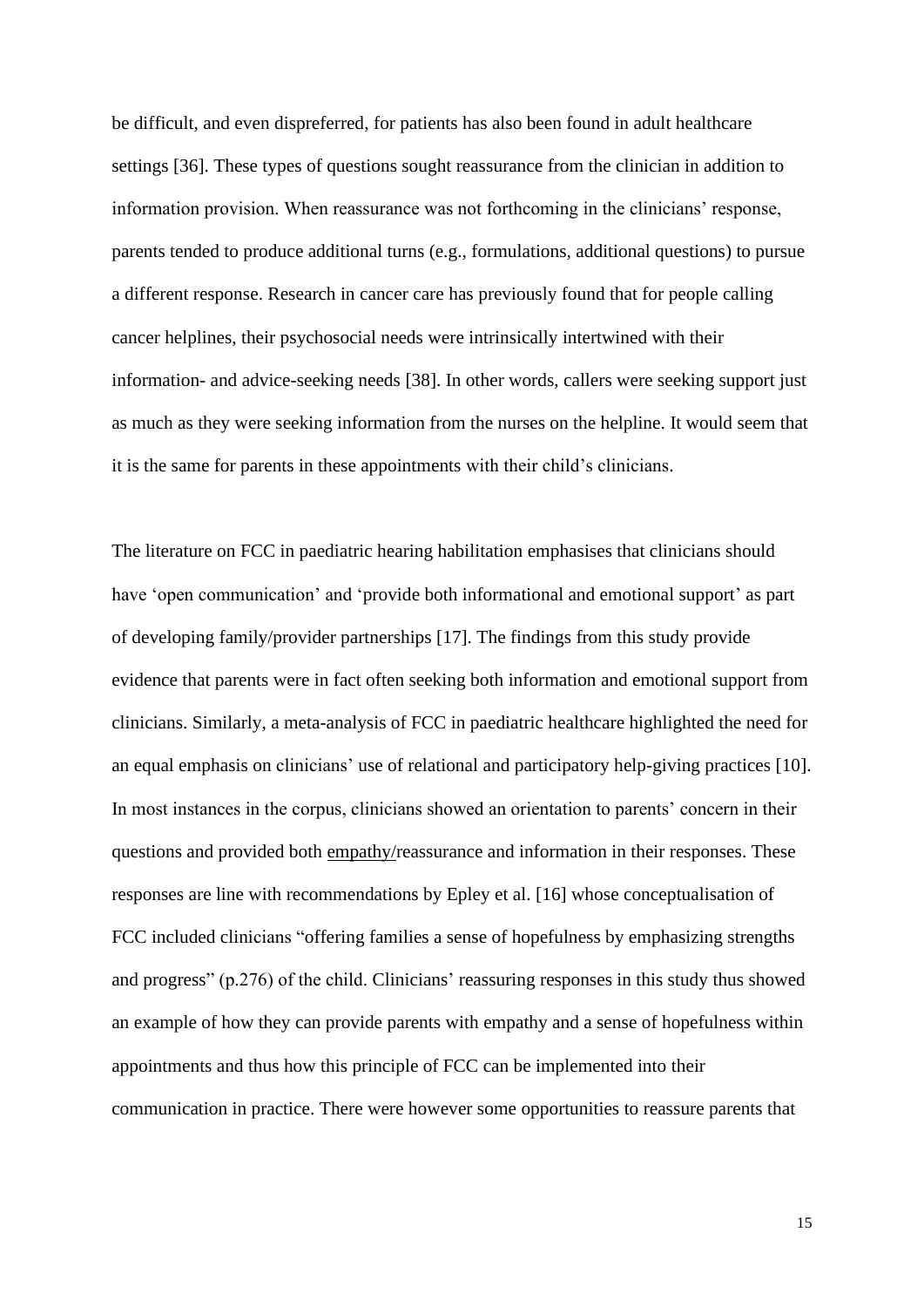be difficult, and even dispreferred, for patients has also been found in adult healthcare settings [36]. These types of questions sought reassurance from the clinician in addition to information provision. When reassurance was not forthcoming in the clinicians' response, parents tended to produce additional turns (e.g., formulations, additional questions) to pursue a different response. Research in cancer care has previously found that for people calling cancer helplines, their psychosocial needs were intrinsically intertwined with their information- and advice-seeking needs [38]. In other words, callers were seeking support just as much as they were seeking information from the nurses on the helpline. It would seem that it is the same for parents in these appointments with their child's clinicians.

The literature on FCC in paediatric hearing habilitation emphasises that clinicians should have 'open communication' and 'provide both informational and emotional support' as part of developing family/provider partnerships [17]. The findings from this study provide evidence that parents were in fact often seeking both information and emotional support from clinicians. Similarly, a meta-analysis of FCC in paediatric healthcare highlighted the need for an equal emphasis on clinicians' use of relational and participatory help-giving practices [10]. In most instances in the corpus, clinicians showed an orientation to parents' concern in their questions and provided both empathy/reassurance and information in their responses. These responses are line with recommendations by Epley et al. [16] whose conceptualisation of FCC included clinicians "offering families a sense of hopefulness by emphasizing strengths and progress" (p.276) of the child. Clinicians' reassuring responses in this study thus showed an example of how they can provide parents with empathy and a sense of hopefulness within appointments and thus how this principle of FCC can be implemented into their communication in practice. There were however some opportunities to reassure parents that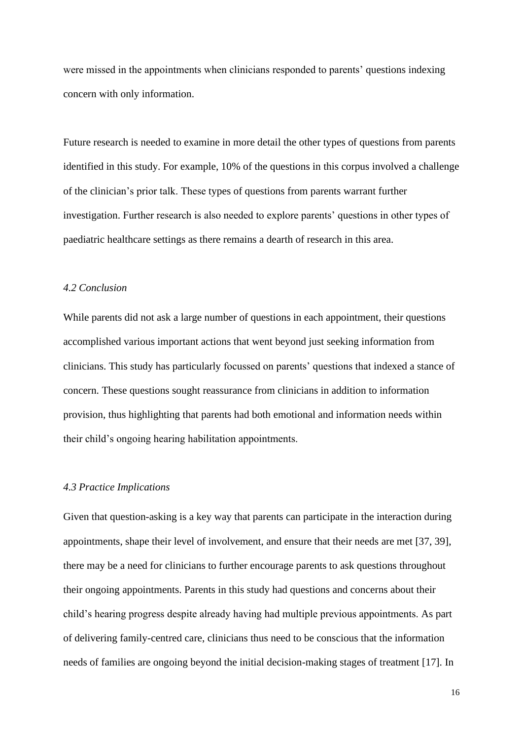were missed in the appointments when clinicians responded to parents' questions indexing concern with only information.

Future research is needed to examine in more detail the other types of questions from parents identified in this study. For example, 10% of the questions in this corpus involved a challenge of the clinician's prior talk. These types of questions from parents warrant further investigation. Further research is also needed to explore parents' questions in other types of paediatric healthcare settings as there remains a dearth of research in this area.

### *4.2 Conclusion*

While parents did not ask a large number of questions in each appointment, their questions accomplished various important actions that went beyond just seeking information from clinicians. This study has particularly focussed on parents' questions that indexed a stance of concern. These questions sought reassurance from clinicians in addition to information provision, thus highlighting that parents had both emotional and information needs within their child's ongoing hearing habilitation appointments.

### *4.3 Practice Implications*

Given that question-asking is a key way that parents can participate in the interaction during appointments, shape their level of involvement, and ensure that their needs are met [37, 39], there may be a need for clinicians to further encourage parents to ask questions throughout their ongoing appointments. Parents in this study had questions and concerns about their child's hearing progress despite already having had multiple previous appointments. As part of delivering family-centred care, clinicians thus need to be conscious that the information needs of families are ongoing beyond the initial decision-making stages of treatment [17]. In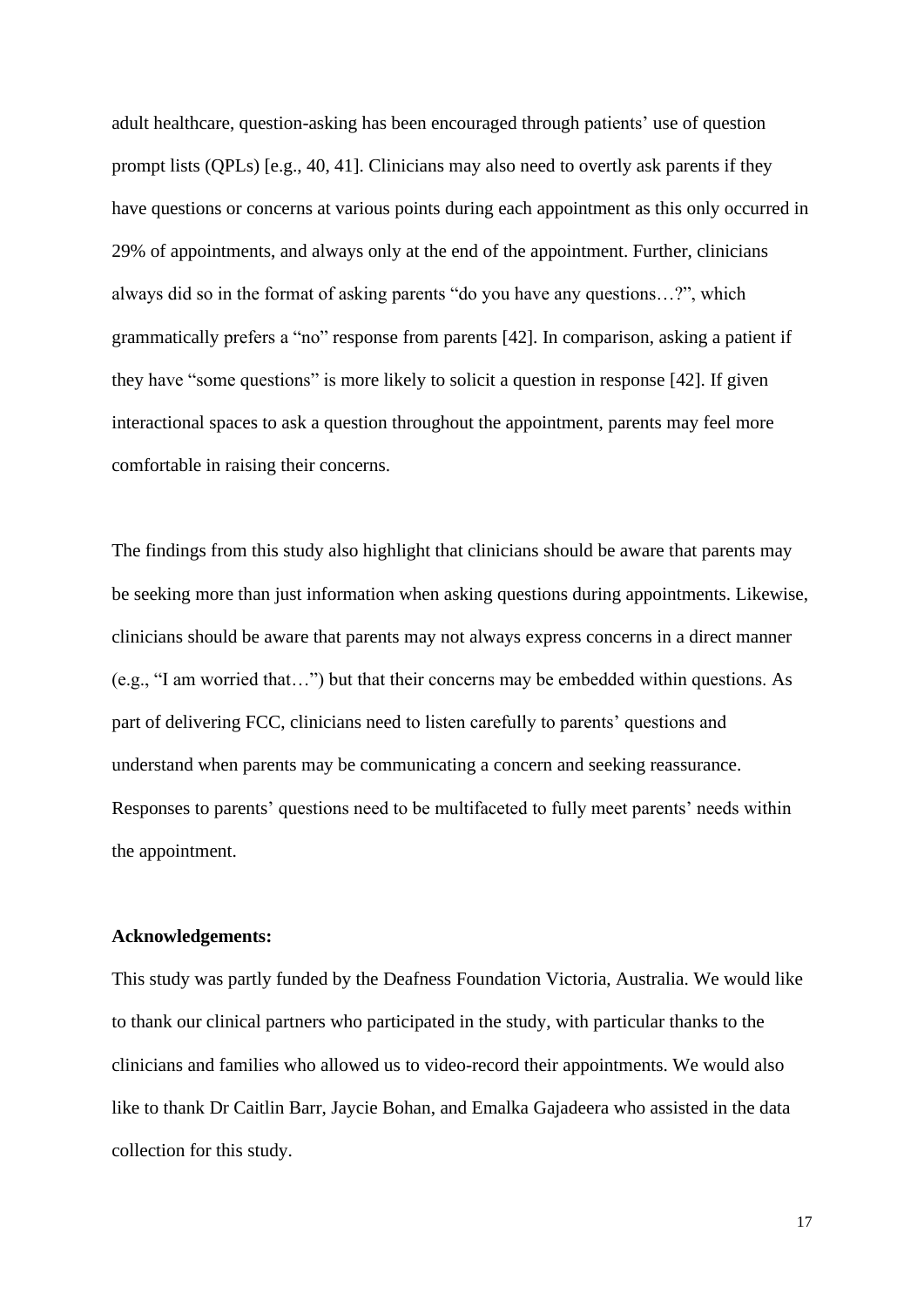adult healthcare, question-asking has been encouraged through patients' use of question prompt lists (QPLs) [e.g., 40, 41]. Clinicians may also need to overtly ask parents if they have questions or concerns at various points during each appointment as this only occurred in 29% of appointments, and always only at the end of the appointment. Further, clinicians always did so in the format of asking parents "do you have any questions…?", which grammatically prefers a "no" response from parents [42]. In comparison, asking a patient if they have "some questions" is more likely to solicit a question in response [42]. If given interactional spaces to ask a question throughout the appointment, parents may feel more comfortable in raising their concerns.

The findings from this study also highlight that clinicians should be aware that parents may be seeking more than just information when asking questions during appointments. Likewise, clinicians should be aware that parents may not always express concerns in a direct manner (e.g., "I am worried that…") but that their concerns may be embedded within questions. As part of delivering FCC, clinicians need to listen carefully to parents' questions and understand when parents may be communicating a concern and seeking reassurance. Responses to parents' questions need to be multifaceted to fully meet parents' needs within the appointment.

**Acknowledgements:**

This study was partly funded by the Deafness Foundation Victoria, Australia. We would like to thank our clinical partners who participated in the study, with particular thanks to the clinicians and families who allowed us to video-record their appointments. We would also like to thank Dr Caitlin Barr, Jaycie Bohan, and Emalka Gajadeera who assisted in the data collection for this study.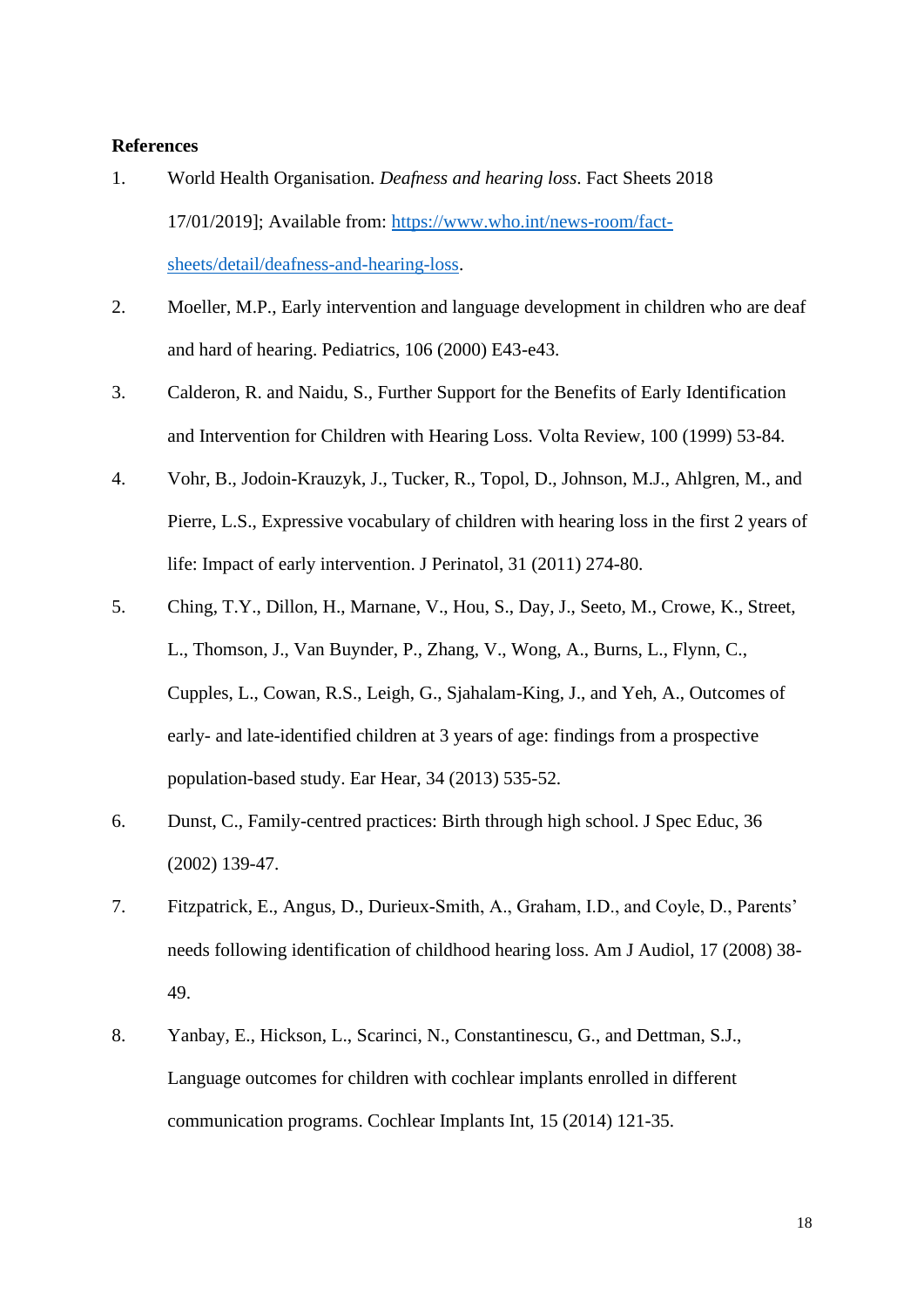**References**

1. World Health Organisation. *Deafness and hearing loss*. Fact Sheets 2018 17/01/2019]; Available from: https://www.who.int/news-room/fact-sheets/detail/deafness-and-hearing-loss.
2. Moeller, M.P., Early intervention and language development in children who are deaf and hard of hearing. Pediatrics, 106 (2000) E43-e43.
3. Calderon, R. and Naidu, S., Further Support for the Benefits of Early Identification and Intervention for Children with Hearing Loss. Volta Review, 100 (1999) 53-84.
4. Vohr, B., Jodoin-Krauzyk, J., Tucker, R., Topol, D., Johnson, M.J., Ahlgren, M., and Pierre, L.S., Expressive vocabulary of children with hearing loss in the first 2 years of life: Impact of early intervention. J Perinatol, 31 (2011) 274-80.
5. Ching, T.Y., Dillon, H., Marnane, V., Hou, S., Day, J., Seeto, M., Crowe, K., Street, L., Thomson, J., Van Buynder, P., Zhang, V., Wong, A., Burns, L., Flynn, C., Cupples, L., Cowan, R.S., Leigh, G., Sjahalam-King, J., and Yeh, A., Outcomes of early- and late-identified children at 3 years of age: findings from a prospective population-based study. Ear Hear, 34 (2013) 535-52.
6. Dunst, C., Family-centred practices: Birth through high school. J Spec Educ, 36 (2002) 139-47.
7. Fitzpatrick, E., Angus, D., Durieux-Smith, A., Graham, I.D., and Coyle, D., Parents' needs following identification of childhood hearing loss. Am J Audiol, 17 (2008) 38-49.
8. Yanbay, E., Hickson, L., Scarinci, N., Constantinescu, G., and Dettman, S.J., Language outcomes for children with cochlear implants enrolled in different communication programs. Cochlear Implants Int, 15 (2014) 121-35.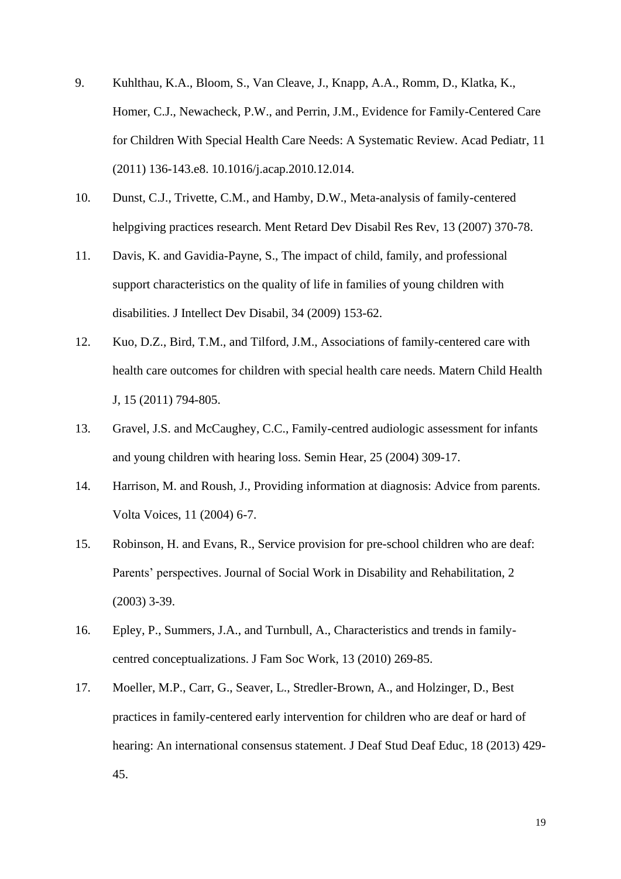9. Kuhlthau, K.A., Bloom, S., Van Cleave, J., Knapp, A.A., Romm, D., Klatka, K., Homer, C.J., Newacheck, P.W., and Perrin, J.M., Evidence for Family-Centered Care for Children With Special Health Care Needs: A Systematic Review. Acad Pediatr, 11 (2011) 136-143.e8. 10.1016/j.acap.2010.12.014.
10. Dunst, C.J., Trivette, C.M., and Hamby, D.W., Meta-analysis of family-centered helpgiving practices research. Ment Retard Dev Disabil Res Rev, 13 (2007) 370-78.
11. Davis, K. and Gavidia-Payne, S., The impact of child, family, and professional support characteristics on the quality of life in families of young children with disabilities. J Intellect Dev Disabil, 34 (2009) 153-62.
12. Kuo, D.Z., Bird, T.M., and Tilford, J.M., Associations of family-centered care with health care outcomes for children with special health care needs. Matern Child Health J, 15 (2011) 794-805.
13. Gravel, J.S. and McCaughey, C.C., Family-centred audiologic assessment for infants and young children with hearing loss. Semin Hear, 25 (2004) 309-17.
14. Harrison, M. and Roush, J., Providing information at diagnosis: Advice from parents. Volta Voices, 11 (2004) 6-7.
15. Robinson, H. and Evans, R., Service provision for pre-school children who are deaf: Parents' perspectives. Journal of Social Work in Disability and Rehabilitation, 2 (2003) 3-39.
16. Epley, P., Summers, J.A., and Turnbull, A., Characteristics and trends in family-centred conceptualizations. J Fam Soc Work, 13 (2010) 269-85.
17. Moeller, M.P., Carr, G., Seaver, L., Stredler-Brown, A., and Holzinger, D., Best practices in family-centered early intervention for children who are deaf or hard of hearing: An international consensus statement. J Deaf Stud Deaf Educ, 18 (2013) 429-45.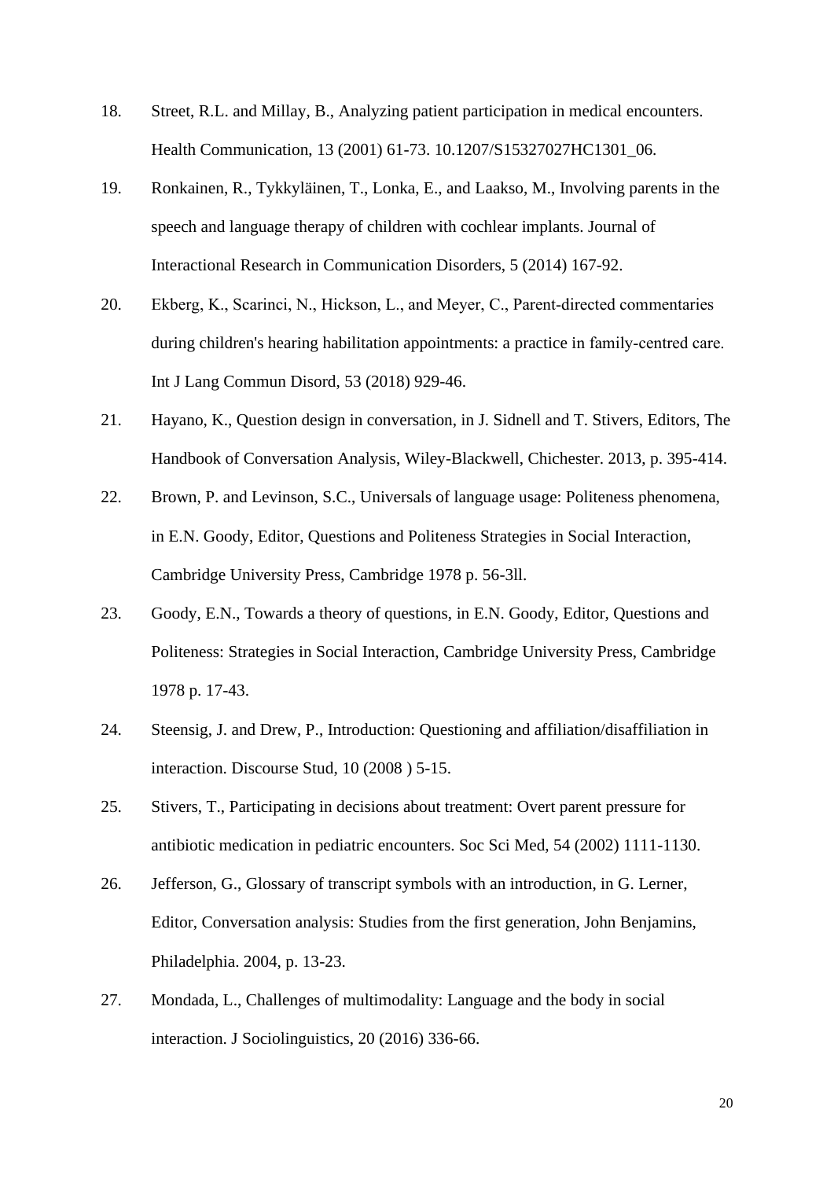18. Street, R.L. and Millay, B., Analyzing patient participation in medical encounters. Health Communication, 13 (2001) 61-73. 10.1207/S15327027HC1301_06.

19. Ronkainen, R., Tykkyläinen, T., Lonka, E., and Laakso, M., Involving parents in the speech and language therapy of children with cochlear implants. Journal of Interactional Research in Communication Disorders, 5 (2014) 167-92.

20. Ekberg, K., Scarinci, N., Hickson, L., and Meyer, C., Parent-directed commentaries during children's hearing habilitation appointments: a practice in family-centred care. Int J Lang Commun Disord, 53 (2018) 929-46.

21. Hayano, K., Question design in conversation, in J. Sidnell and T. Stivers, Editors, The Handbook of Conversation Analysis, Wiley-Blackwell, Chichester. 2013, p. 395-414.

22. Brown, P. and Levinson, S.C., Universals of language usage: Politeness phenomena, in E.N. Goody, Editor, Questions and Politeness Strategies in Social Interaction, Cambridge University Press, Cambridge 1978 p. 56-3ll.

23. Goody, E.N., Towards a theory of questions, in E.N. Goody, Editor, Questions and Politeness: Strategies in Social Interaction, Cambridge University Press, Cambridge 1978 p. 17-43.

24. Steensig, J. and Drew, P., Introduction: Questioning and affiliation/disaffiliation in interaction. Discourse Stud, 10 (2008 ) 5-15.

25. Stivers, T., Participating in decisions about treatment: Overt parent pressure for antibiotic medication in pediatric encounters. Soc Sci Med, 54 (2002) 1111-1130.

26. Jefferson, G., Glossary of transcript symbols with an introduction, in G. Lerner, Editor, Conversation analysis: Studies from the first generation, John Benjamins, Philadelphia. 2004, p. 13-23.

27. Mondada, L., Challenges of multimodality: Language and the body in social interaction. J Sociolinguistics, 20 (2016) 336-66.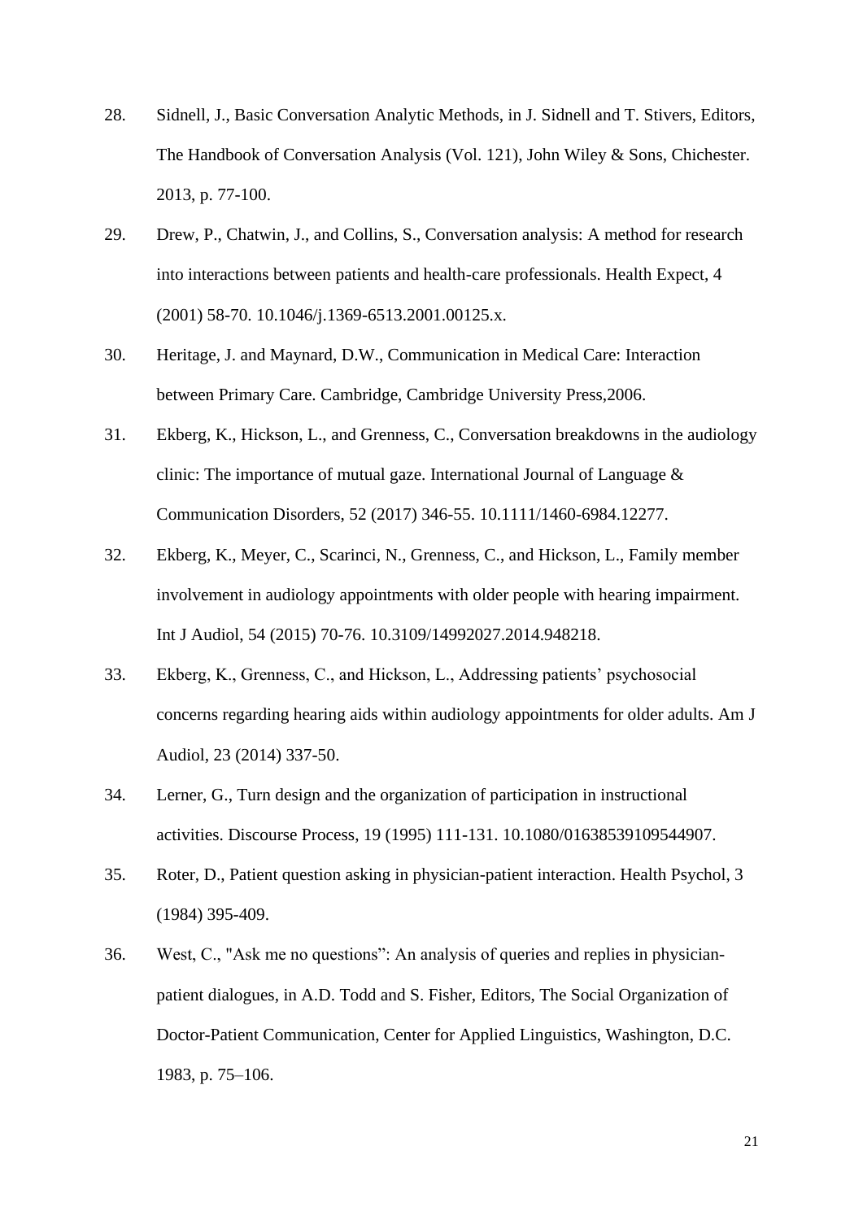28. Sidnell, J., Basic Conversation Analytic Methods, in J. Sidnell and T. Stivers, Editors, The Handbook of Conversation Analysis (Vol. 121), John Wiley & Sons, Chichester. 2013, p. 77-100.
29. Drew, P., Chatwin, J., and Collins, S., Conversation analysis: A method for research into interactions between patients and health-care professionals. Health Expect, 4 (2001) 58-70. 10.1046/j.1369-6513.2001.00125.x.
30. Heritage, J. and Maynard, D.W., Communication in Medical Care: Interaction between Primary Care. Cambridge, Cambridge University Press,2006.
31. Ekberg, K., Hickson, L., and Grenness, C., Conversation breakdowns in the audiology clinic: The importance of mutual gaze. International Journal of Language & Communication Disorders, 52 (2017) 346-55. 10.1111/1460-6984.12277.
32. Ekberg, K., Meyer, C., Scarinci, N., Grenness, C., and Hickson, L., Family member involvement in audiology appointments with older people with hearing impairment. Int J Audiol, 54 (2015) 70-76. 10.3109/14992027.2014.948218.
33. Ekberg, K., Grenness, C., and Hickson, L., Addressing patients' psychosocial concerns regarding hearing aids within audiology appointments for older adults. Am J Audiol, 23 (2014) 337-50.
34. Lerner, G., Turn design and the organization of participation in instructional activities. Discourse Process, 19 (1995) 111-131. 10.1080/01638539109544907.
35. Roter, D., Patient question asking in physician-patient interaction. Health Psychol, 3 (1984) 395-409.
36. West, C., "Ask me no questions": An analysis of queries and replies in physician-patient dialogues, in A.D. Todd and S. Fisher, Editors, The Social Organization of Doctor-Patient Communication, Center for Applied Linguistics, Washington, D.C. 1983, p. 75–106.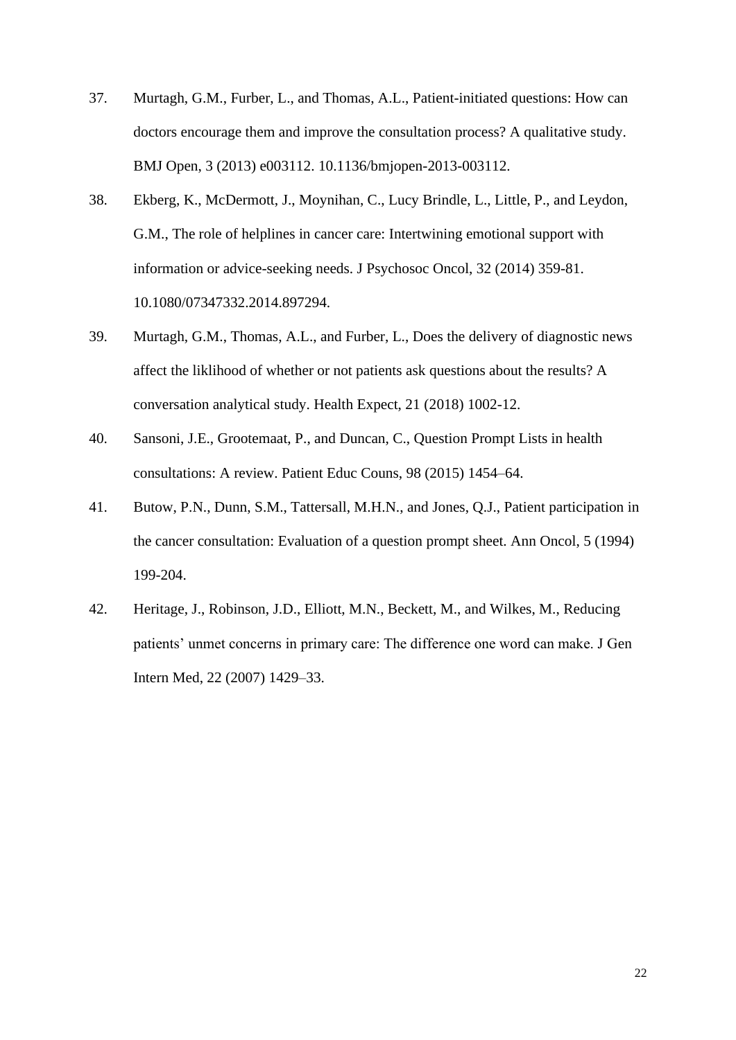37. Murtagh, G.M., Furber, L., and Thomas, A.L., Patient-initiated questions: How can doctors encourage them and improve the consultation process? A qualitative study. BMJ Open, 3 (2013) e003112. 10.1136/bmjopen-2013-003112.

38. Ekberg, K., McDermott, J., Moynihan, C., Lucy Brindle, L., Little, P., and Leydon, G.M., The role of helplines in cancer care: Intertwining emotional support with information or advice-seeking needs. J Psychosoc Oncol, 32 (2014) 359-81. 10.1080/07347332.2014.897294.

39. Murtagh, G.M., Thomas, A.L., and Furber, L., Does the delivery of diagnostic news affect the liklihood of whether or not patients ask questions about the results? A conversation analytical study. Health Expect, 21 (2018) 1002-12.

40. Sansoni, J.E., Grootemaat, P., and Duncan, C., Question Prompt Lists in health consultations: A review. Patient Educ Couns, 98 (2015) 1454–64.

41. Butow, P.N., Dunn, S.M., Tattersall, M.H.N., and Jones, Q.J., Patient participation in the cancer consultation: Evaluation of a question prompt sheet. Ann Oncol, 5 (1994) 199-204.

42. Heritage, J., Robinson, J.D., Elliott, M.N., Beckett, M., and Wilkes, M., Reducing patients' unmet concerns in primary care: The difference one word can make. J Gen Intern Med, 22 (2007) 1429–33.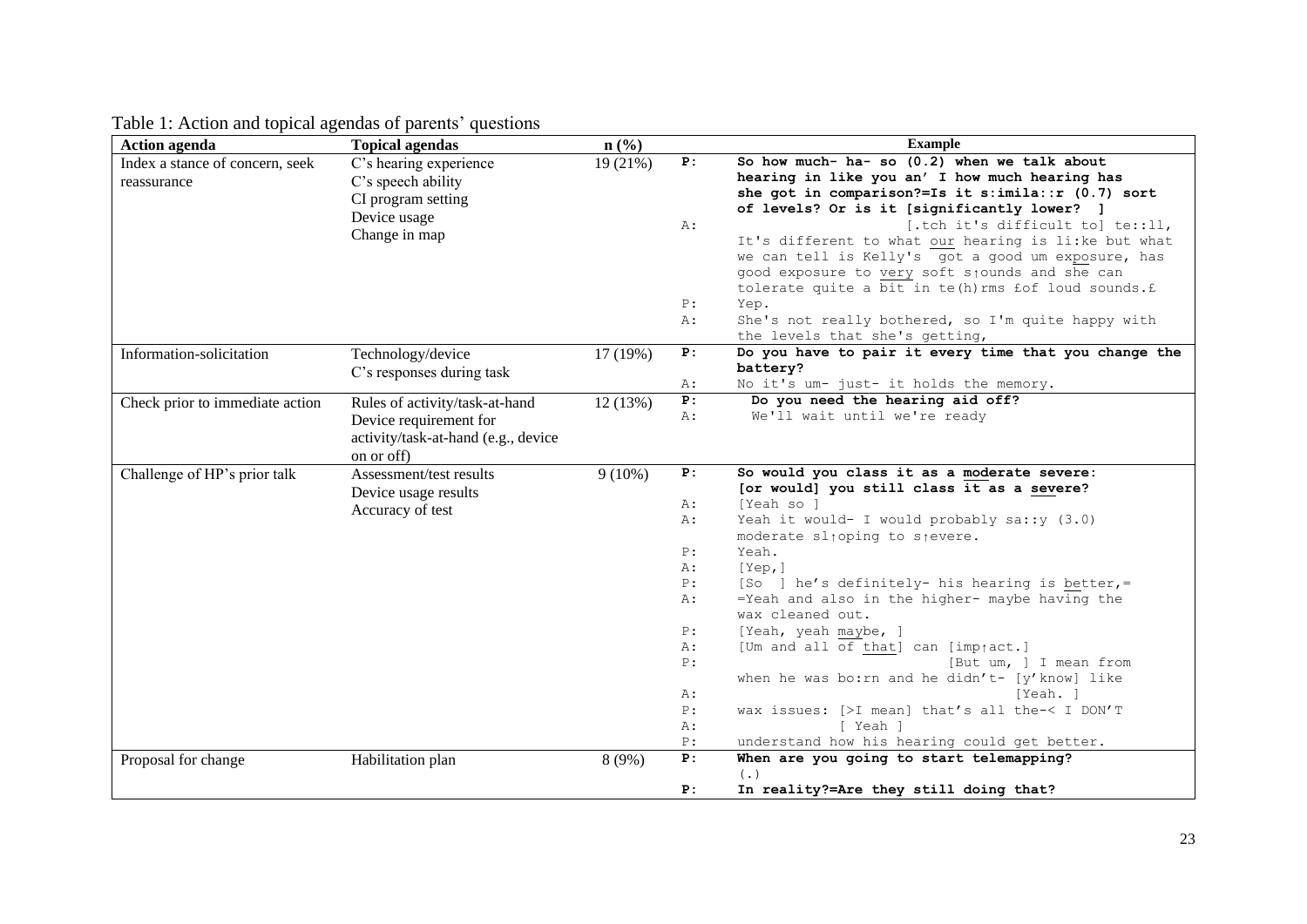Table 1: Action and topical agendas of parents' questions

| Action agenda | Topical agendas | n (%) | Example |
|---|---|---|---|
| Index a stance of concern, seek reassurance | C's hearing experience<br>C's speech ability<br>CI program setting<br>Device usage<br>Change in map | 19 (21%) | **P: So how much- ha- so (0.2) when we talk about hearing in like you an' I how much hearing has she got in comparison?=Is it s:imila::r (0.7) sort of levels? Or is it [significantly lower? ]**<br>A: [.tch it's difficult to] te::ll, It's different to what <u>our</u> hearing is li:ke but what we can tell is Kelly's got a good um ex<u>po</u>sure, has good exposure to <u>very</u> soft s↑ounds and she can tolerate quite a <u>bit</u> in te(h)rms £of loud sounds.£<br>P: Yep.<br>A: She's not really bothered, so I'm quite happy with the levels that she's getting, |
| Information-solicitation | Technology/device<br>C's responses during task | 17 (19%) | **P: Do you have to pair it every time that you change the battery?**<br>A: No it's um- just- it holds the memory. |
| Check prior to immediate action | Rules of activity/task-at-hand<br>Device requirement for activity/task-at-hand (e.g., device on or off) | 12 (13%) | **P: Do you need the hearing aid off?**<br>A: We'll wait until we're ready |
| Challenge of HP's prior talk | Assessment/test results<br>Device usage results<br>Accuracy of test | 9 (10%) | **P: So would you class it as a <u>mod</u>erate severe: [or would] you still class <u>it</u> as a <u>sev</u>ere?**<br>A: [Yeah so ]<br>A: Yeah it would- I would probably sa::y (3.0) moderate sl↑oping to s↑evere.<br>P: Yeah.<br>A: [Yep,]<br>P: [So ] he's definitely- his hearing is <u>bet</u>ter,=<br>A: =Yeah and also in the higher- maybe having the wax cleaned out.<br>P: [Yeah, yeah <u>may</u>be, ]<br>A: [Um and all of <u>that</u>] can [imp↑act.]<br>P: [But um, ] I mean from when he was bo:rn and he didn't- [y'know] like<br>A: [Yeah. ]<br>P: wax issues: [>I mean] that's all the-< I DON'T<br>A: [ Yeah ]<br>P: understand how his hearing could get better. |
| Proposal for change | Habilitation plan | 8 (9%) | **P: When are you going to start telemapping?**<br>(.)<br>**P: In reality?=Are they still doing that?** |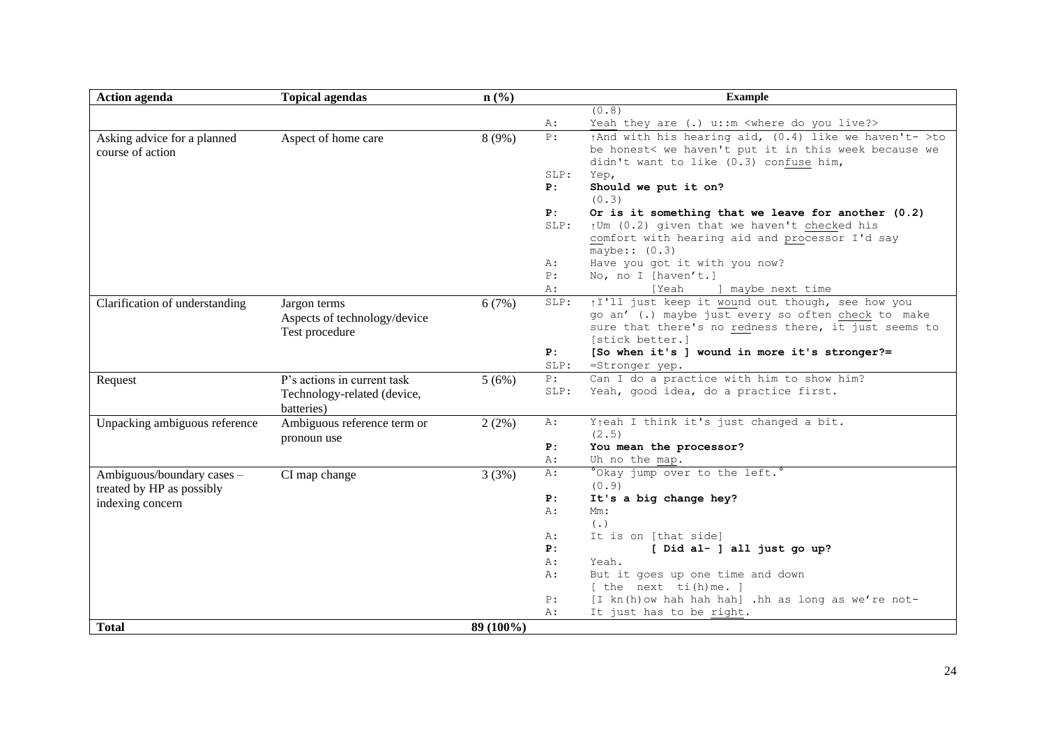| Action agenda | Topical agendas | n (%) | | Example |
|---|---|---|---|---|
| | | | | (0.8) |
| | | | A: | Yeah they are (.) u::m <where do you live?> |
| Asking advice for a planned course of action | Aspect of home care | 8 (9%) | P: | ↑And with his hearing aid, (0.4) like we haven't- >to be honest< we haven't put it in this week because we didn't want to like (0.3) confuse him, |
| | | | SLP: | Yep, |
| | | | **P:** | **Should we put it on?** |
| | | | | (0.3) |
| | | | **P:** | **Or is it something that we leave for another (0.2)** |
| | | | SLP: | ↑Um (0.2) given that we haven't checked his comfort with hearing aid and processor I'd say maybe:: (0.3) |
| | | | A: | Have you got it with you now? |
| | | | P: | No, no I [haven't.] |
| | | | A: | [Yeah ] maybe next time |
| Clarification of understanding | Jargon terms<br>Aspects of technology/device<br>Test procedure | 6 (7%) | SLP: | ↑I'll just keep it wound out though, see how you go an' (.) maybe just every so often check to make sure that there's no redness there, it just seems to [stick better.] |
| | | | **P:** | **[So when it's ] wound in more it's stronger?=** |
| | | | SLP: | =Stronger yep. |
| Request | P's actions in current task<br>Technology-related (device, batteries) | 5 (6%) | P: | Can I do a practice with him to show him? |
| | | | SLP: | Yeah, good idea, do a practice first. |
| Unpacking ambiguous reference | Ambiguous reference term or pronoun use | 2 (2%) | A: | Y↑eah I think it's just changed a bit. |
| | | | | (2.5) |
| | | | **P:** | **You mean the processor?** |
| | | | A: | Uh no the map. |
| Ambiguous/boundary cases – treated by HP as possibly indexing concern | CI map change | 3 (3%) | A: | °Okay jump over to the left.° |
| | | | | (0.9) |
| | | | **P:** | **It's a big change hey?** |
| | | | A: | Mm: |
| | | | | (.) |
| | | | A: | It is on [that side] |
| | | | **P:** | **[ Did al- ] all just go up?** |
| | | | A: | Yeah. |
| | | | A: | But it goes up one time and down [ the next ti(h)me. ] |
| | | | P: | [I kn(h)ow hah hah hah] .hh as long as we're not- |
| | | | A: | It just has to be right. |
| **Total** | | **89 (100%)** | | |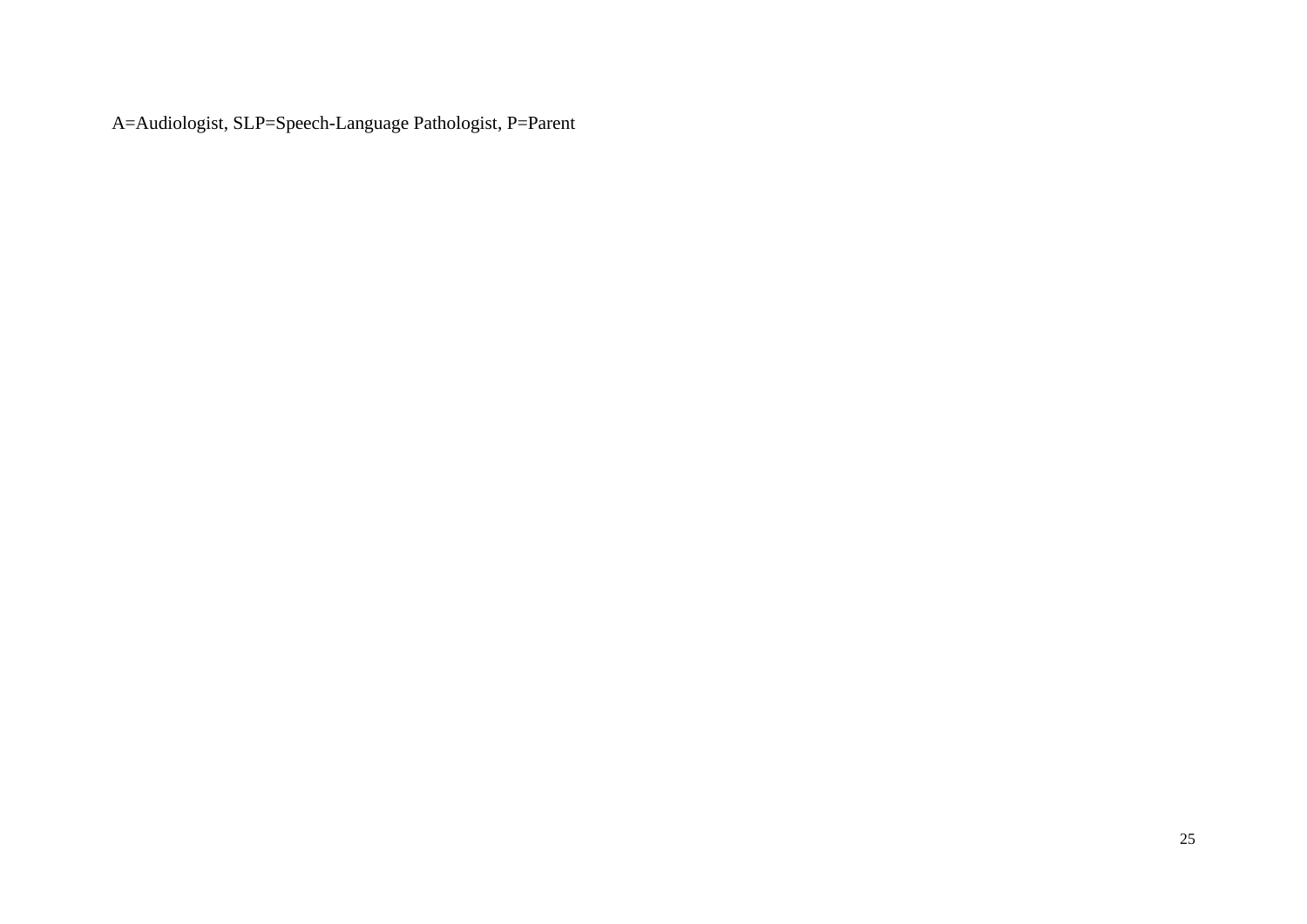A=Audiologist, SLP=Speech-Language Pathologist, P=Parent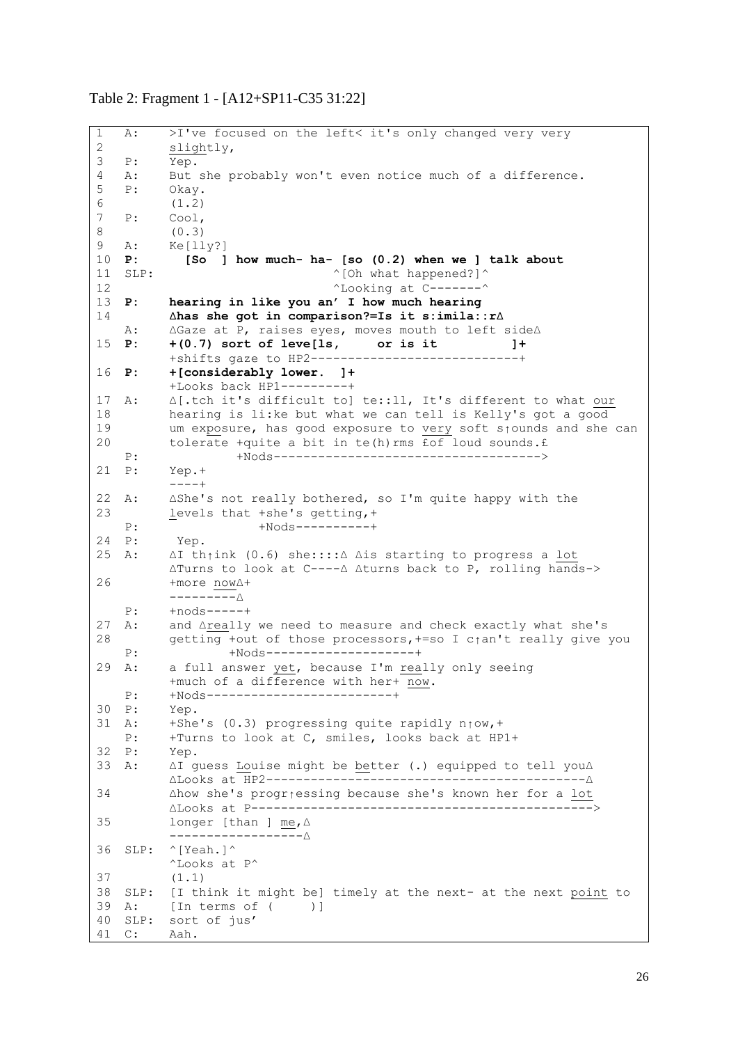Table 2: Fragment 1 - [A12+SP11-C35 31:22]

```
1   A:    >I've focused on the left< it's only changed very very
2         slightly,
3   P:    Yep.
4   A:    But she probably won't even notice much of a difference.
5   P:    Okay.
6         (1.2)
7   P:    Cool,
8         (0.3)
9   A:    Ke[lly?]
10  P:      [So  ] how much- ha- [so (0.2) when we ] talk about
11  SLP:                        ^[Oh what happened?]^
12                              ^Looking at C-------^
13  P:    hearing in like you an' I how much hearing
14        ∆has she got in comparison?=Is it s:imila::r∆
    A:    ∆Gaze at P, raises eyes, moves mouth to left side∆
15  P:    +(0.7) sort of leve[ls,     or is it          ]+
          +shifts gaze to HP2----------------------------+
16  P:    +[considerably lower.  ]+
          +Looks back HP1---------+
17  A:    ∆[.tch it's difficult to] te::ll, It's different to what our
18        hearing is li:ke but what we can tell is Kelly's got a good
19        um exposure, has good exposure to very soft s↑ounds and she can
20        tolerate +quite a bit in te(h)rms £of loud sounds.£
    P:             +Nods----------------------------------->
21  P:    Yep.+
          ----+
22  A:    ∆She's not really bothered, so I'm quite happy with the
23        levels that +she's getting,+
    P:                +Nods----------+
24  P:     Yep.
25  A:    ∆I th↑ink (0.6) she::::∆ ∆is starting to progress a lot
          ∆Turns to look at C----∆ ∆turns back to P, rolling hands->
26        +more now∆+
          ---------∆
    P:    +nods-----+
27  A:    and ∆really we need to measure and check exactly what she's
28        getting +out of those processors,+=so I c↑an't really give you
    P:            +Nods--------------------+
29  A:    a full answer yet, because I'm really only seeing
          +much of a difference with her+ now.
    P:    +Nods-------------------------+
30  P:    Yep.
31  A:    +She's (0.3) progressing quite rapidly n↑ow,+
    P:    +Turns to look at C, smiles, looks back at HP1+
32  P:    Yep.
33  A:    ∆I guess Louise might be better (.) equipped to tell you∆
          ∆Looks at HP2-------------------------------------------∆
34        ∆how she's progr↑essing because she's known her for a lot
          ∆Looks at P--------------------------------------------->
35        longer [than ] me,∆
          ------------------∆
36  SLP:  ^[Yeah.]^
          ^Looks at P^
37        (1.1)
38  SLP:  [I think it might be] timely at the next- at the next point to
39  A:    [In terms of (     )]
40  SLP:  sort of jus'
41  C:    Aah.
```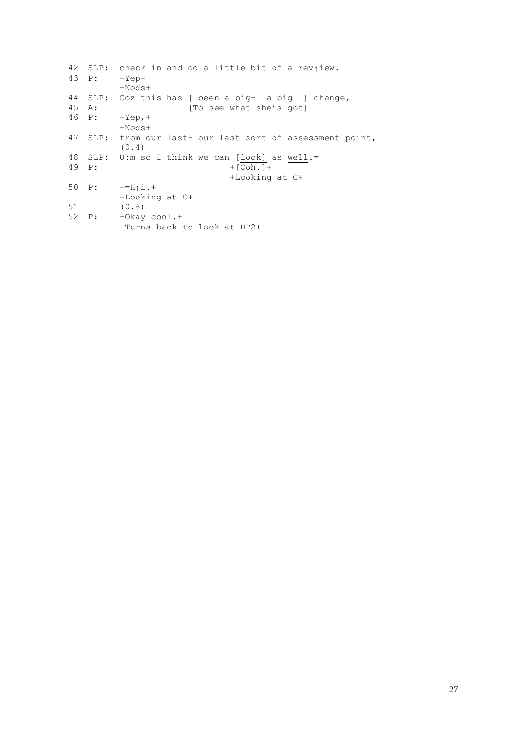```
42  SLP:  check in and do a little bit of a rev↑iew.
43  P:    +Yep+
          +Nods+
44  SLP:  Coz this has [ been a big-  a big  ] change,
45  A:                 [To see what she's got]
46  P:    +Yep,+
          +Nods+
47  SLP:  from our last- our last sort of assessment point,
          (0.4)
48  SLP:  U:m so I think we can [look] as well.=
49  P:                         +[Ooh.]+
                               +Looking at C+
50  P:    +=H↑i.+
          +Looking at C+
51        (0.6)
52  P:    +Okay cool.+
          +Turns back to look at HP2+
```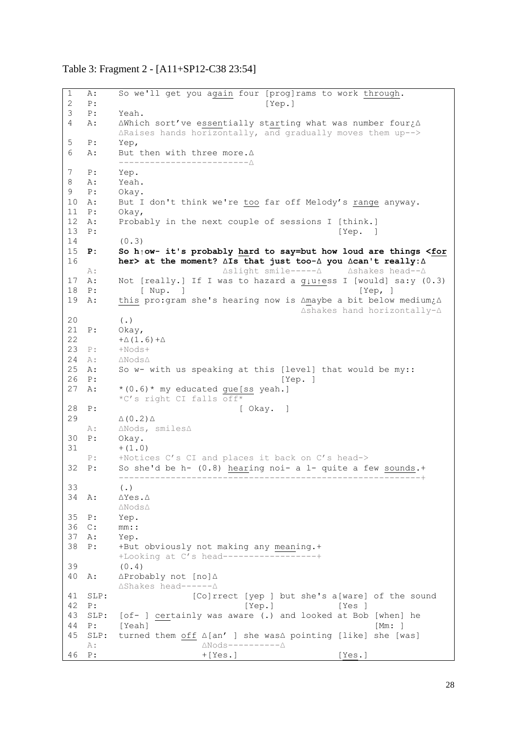Table 3: Fragment 2 - [A11+SP12-C38 23:54]

```
1   A:    So we'll get you again four [prog]rams to work through.
2   P:                               [Yep.]
3   P:    Yeah.
4   A:    ∆Which sort've essentially starting what was number four¿∆
          ∆Raises hands horizontally, and gradually moves them up-->
5   P:    Yep,
6   A:    But then with three more.∆
          -------------------------∆
7   P:    Yep.
8   A:    Yeah.
9   P:    Okay.
10  A:    But I don't think we're too far off Melody's range anyway.
11  P:    Okay,
12  A:    Probably in the next couple of sessions I [think.]
13  P:                                              [Yep.  ]
14        (0.3)
15  P:    So h↑ow- it's probably hard to say=but how loud are things <for
16        her> at the moment? ∆Is that just too-∆ you ∆can't really:∆
    A:                        ∆slight smile-----∆     ∆shakes head--∆
17  A:    Not [really.] If I was to hazard a g↓u↑ess I [would] sa:y (0.3)
18  P:        [ Nup.  ]                                [Yep, ]
19  A:    this pro:gram she's hearing now is ∆maybe a bit below medium¿∆
                                             ∆shakes hand horizontally-∆
20        (.)
21  P:    Okay,
22        +∆(1.6)+∆
23  P:    +Nods+
24  A:    ∆Nods∆
25  A:    So w- with us speaking at this [level] that would be my::
26  P:                                   [Yep. ]
27  A:    *(0.6)* my educated gue[ss yeah.]
          *C's right CI falls off*
28  P:                           [ Okay.  ]
29        ∆(0.2)∆
    A:    ∆Nods, smiles∆
30  P:    Okay.
31        +(1.0)
    P:    +Notices C's CI and places it back on C's head->
32  P:    So she'd be h- (0.8) hearing noi- a l- quite a few sounds.+
          -------------------------------------------------------+
33        (.)
34  A:    ∆Yes.∆
          ∆Nods∆
35  P:    Yep.
36  C:    mm::
37  A:    Yep.
38  P:    +But obviously not making any meaning.+
          +Looking at C's head------------------+
39        (0.4)
40  A:    ∆Probably not [no]∆
          ∆Shakes head------∆
41  SLP:                [Co]rrect [yep ] but she's a[ware] of the sound
42  P:                            [Yep.]            [Yes ]
43  SLP:  [of- ] certainly was aware (.) and looked at Bob [when] he
44  P:    [Yeah]                                           [Mm: ]
45  SLP:  turned them off ∆[an' ] she was∆ pointing [like] she [was]
    A:                    ∆Nods----------∆
46  P:                    +[Yes.]                   [Yes.]
```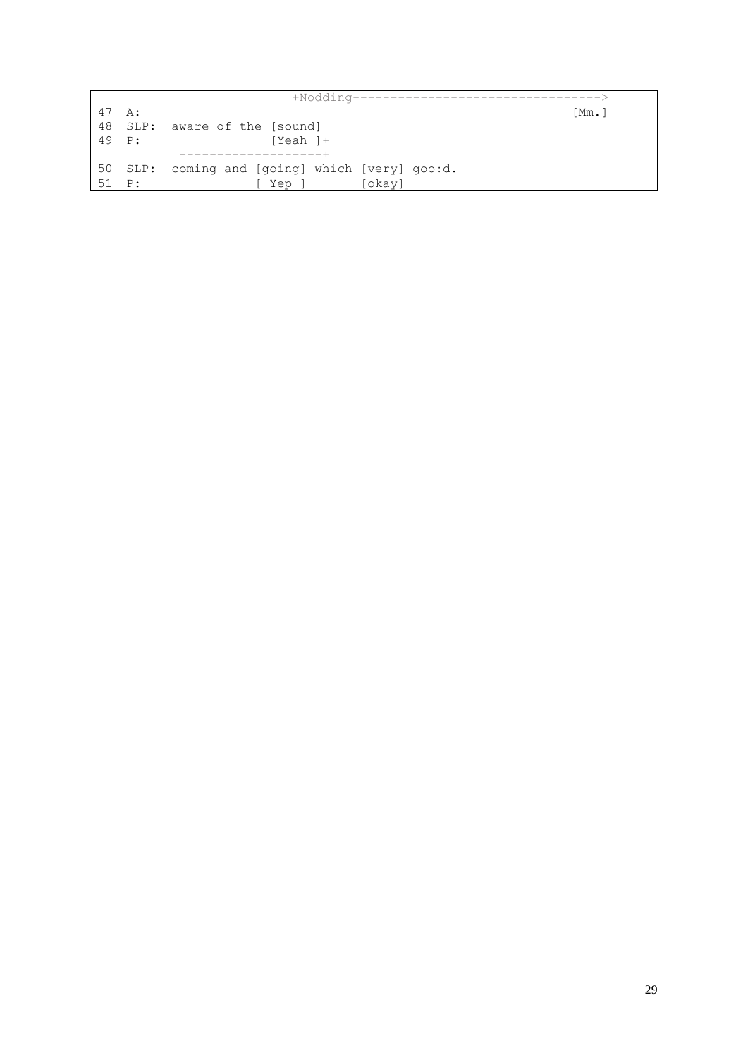```
                              +Nodding---------------------------------->
47  A:                                                                [Mm.]
48  SLP:  aware of the [sound]
49  P:                 [Yeah ]+
          -------------------+
50  SLP:  coming and [going] which [very] goo:d.
51  P:               [ Yep ]       [okay]
```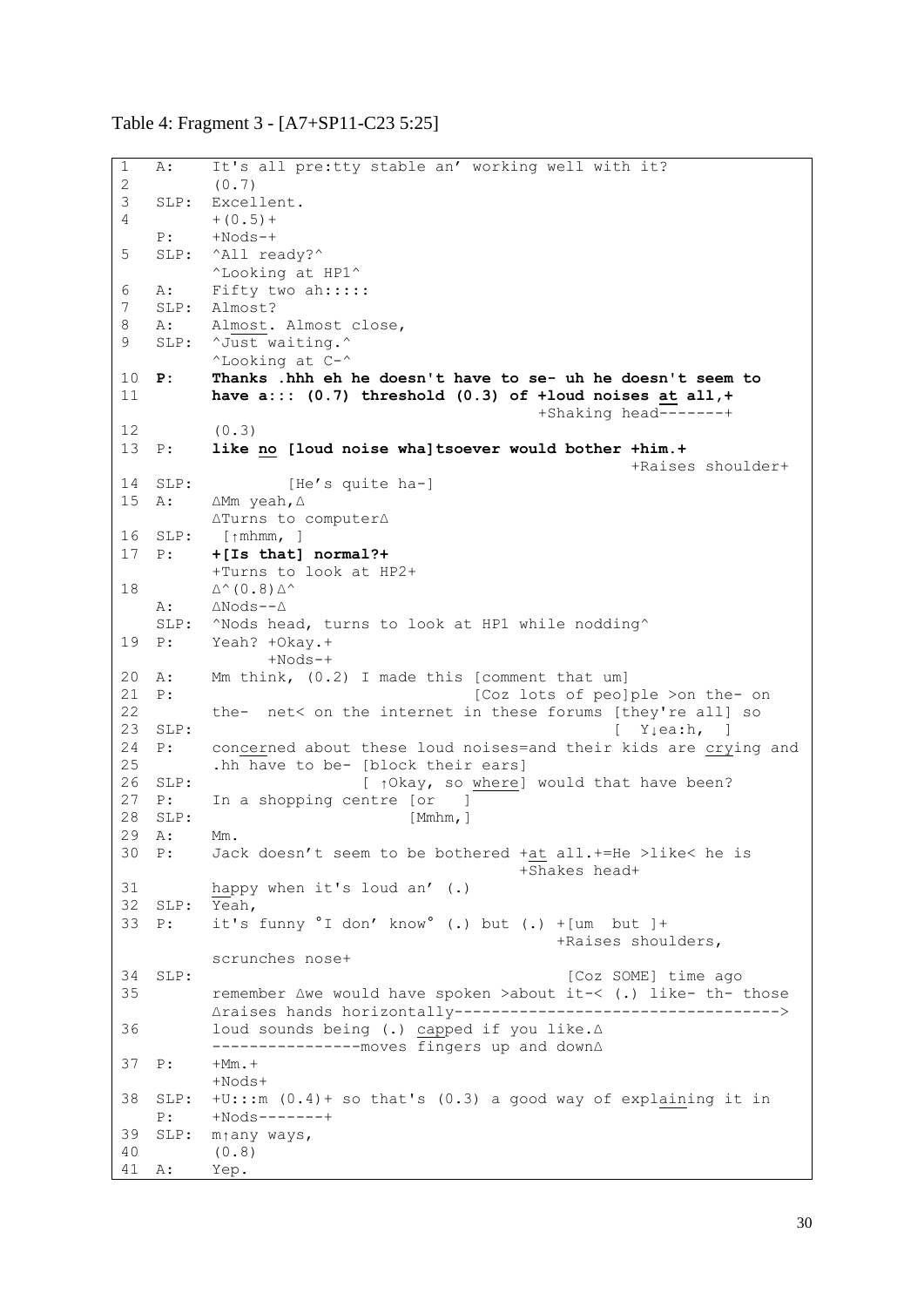Table 4: Fragment 3 - [A7+SP11-C23 5:25]

```
1   A:    It's all pre:tty stable an' working well with it?
2         (0.7)
3   SLP:  Excellent.
4         +(0.5)+
    P:    +Nods-+
5   SLP:  ^All ready?^
          ^Looking at HP1^
6   A:    Fifty two ah:::::
7   SLP:  Almost?
8   A:    Almost. Almost close,
9   SLP:  ^Just waiting.^
          ^Looking at C-^
10  P:    Thanks .hhh eh he doesn't have to se- uh he doesn't seem to
11        have a::: (0.7) threshold (0.3) of +loud noises at all,+
                                             +Shaking head-------+
12        (0.3)
13  P:    like no [loud noise wha]tsoever would bother +him.+
                                                       +Raises shoulder+
14  SLP:          [He's quite ha-]
15  A:    ∆Mm yeah,∆
          ∆Turns to computer∆
16  SLP:   [↑mhmm, ]
17  P:    +[Is that] normal?+
          +Turns to look at HP2+
18        ∆^(0.8)∆^
    A:    ∆Nods--∆
    SLP:  ^Nods head, turns to look at HP1 while nodding^
19  P:    Yeah? +Okay.+
                +Nods-+
20  A:    Mm think, (0.2) I made this [comment that um]
21  P:                                [Coz lots of peo]ple >on the- on
22        the-  net< on the internet in these forums [they're all] so
23  SLP:                                             [  Y↓ea:h,  ]
24  P:    concerned about these loud noises=and their kids are crying and
25        .hh have to be- [block their ears]
26  SLP:                  [ ↑Okay, so where] would that have been?
27  P:    In a shopping centre [or   ]
28  SLP:                       [Mmhm,]
29  A:    Mm.
30  P:    Jack doesn't seem to be bothered +at all.+=He >like< he is
                                           +Shakes head+
31        happy when it's loud an' (.)
32  SLP:  Yeah,
33  P:    it's funny °I don' know° (.) but (.) +[um  but ]+
                                               +Raises shoulders,
          scrunches nose+
34  SLP:                                        [Coz SOME] time ago
35        remember ∆we would have spoken >about it-< (.) like- th- those
          ∆raises hands horizontally------------------------------------>
36        loud sounds being (.) capped if you like.∆
          ----------------moves fingers up and down∆
37  P:    +Mm.+
          +Nods+
38  SLP:  +U:::m (0.4)+ so that's (0.3) a good way of explaining it in
    P:    +Nods-------+
39  SLP:  m↑any ways,
40        (0.8)
41  A:    Yep.
```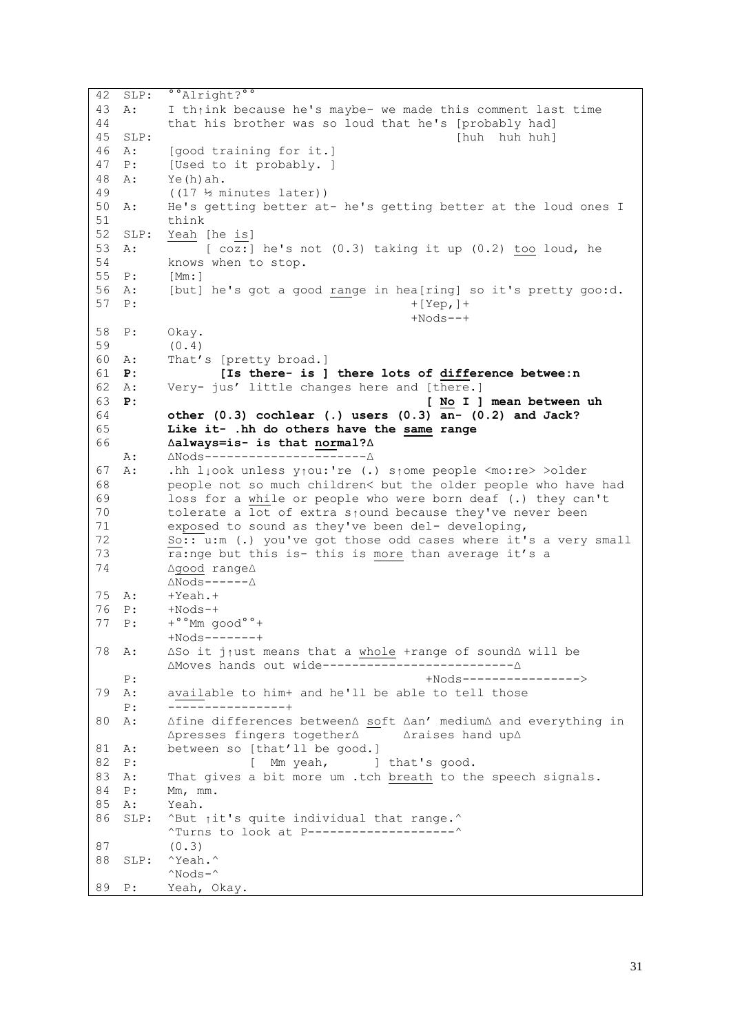```
42  SLP:  °°Alright?°°
43  A:    I th↑ink because he's maybe- we made this comment last time
44        that his brother was so loud that he's [probably had]
45  SLP:                                          [huh  huh huh]
46  A:    [good training for it.]
47  P:    [Used to it probably. ]
48  A:    Ye(h)ah.
49        ((17 ½ minutes later))
50  A:    He's getting better at- he's getting better at the loud ones I
51        think
52  SLP:  Yeah [he is]
53  A:         [ coz:] he's not (0.3) taking it up (0.2) too loud, he
54        knows when to stop.
55  P:    [Mm:]
56  A:    [but] he's got a good range in hea[ring] so it's pretty goo:d.
57  P:                                      +[Yep,]+
                                            +Nods--+
58  P:    Okay.
59        (0.4)
60  A:    That's [pretty broad.]
61  P:           [Is there- is ] there lots of difference betwee:n
62  A:    Very- jus' little changes here and [there.]
63  P:                                       [ No I ] mean between uh
64        other (0.3) cochlear (.) users (0.3) an- (0.2) and Jack?
65        Like it- .hh do others have the same range
66        ∆always=is- is that normal?∆
    A:    ∆Nods----------------------∆
67  A:    .hh l↓ook unless y↑ou:'re (.) s↑ome people <mo:re> >older
68        people not so much children< but the older people who have had
69        loss for a while or people who were born deaf (.) they can't
70        tolerate a lot of extra s↑ound because they've never been
71        exposed to sound as they've been del- developing,
72        So:: u:m (.) you've got those odd cases where it's a very small
73        ra:nge but this is- this is more than average it's a
74        ∆good range∆
          ∆Nods------∆
75  A:    +Yeah.+
76  P:    +Nods-+
77  P:    +°°Mm good°°+
          +Nods-------+
78  A:    ∆So it j↑ust means that a whole +range of sound∆ will be
          ∆Moves hands out wide--------------------------∆
    P:                                    +Nods---------------->
79  A:    available to him+ and he'll be able to tell those
    P:    ----------------+
80  A:    ∆fine differences between∆ soft ∆an' medium∆ and everything in
          ∆presses fingers together∆      ∆raises hand up∆
81  A:    between so [that'll be good.]
82  P:               [  Mm yeah,      ] that's good.
83  A:    That gives a bit more um .tch breath to the speech signals.
84  P:    Mm, mm.
85  A:    Yeah.
86  SLP:  ^But ↑it's quite individual that range.^
          ^Turns to look at P--------------------^
87        (0.3)
88  SLP:  ^Yeah.^
          ^Nods-^
89  P:    Yeah, Okay.
```